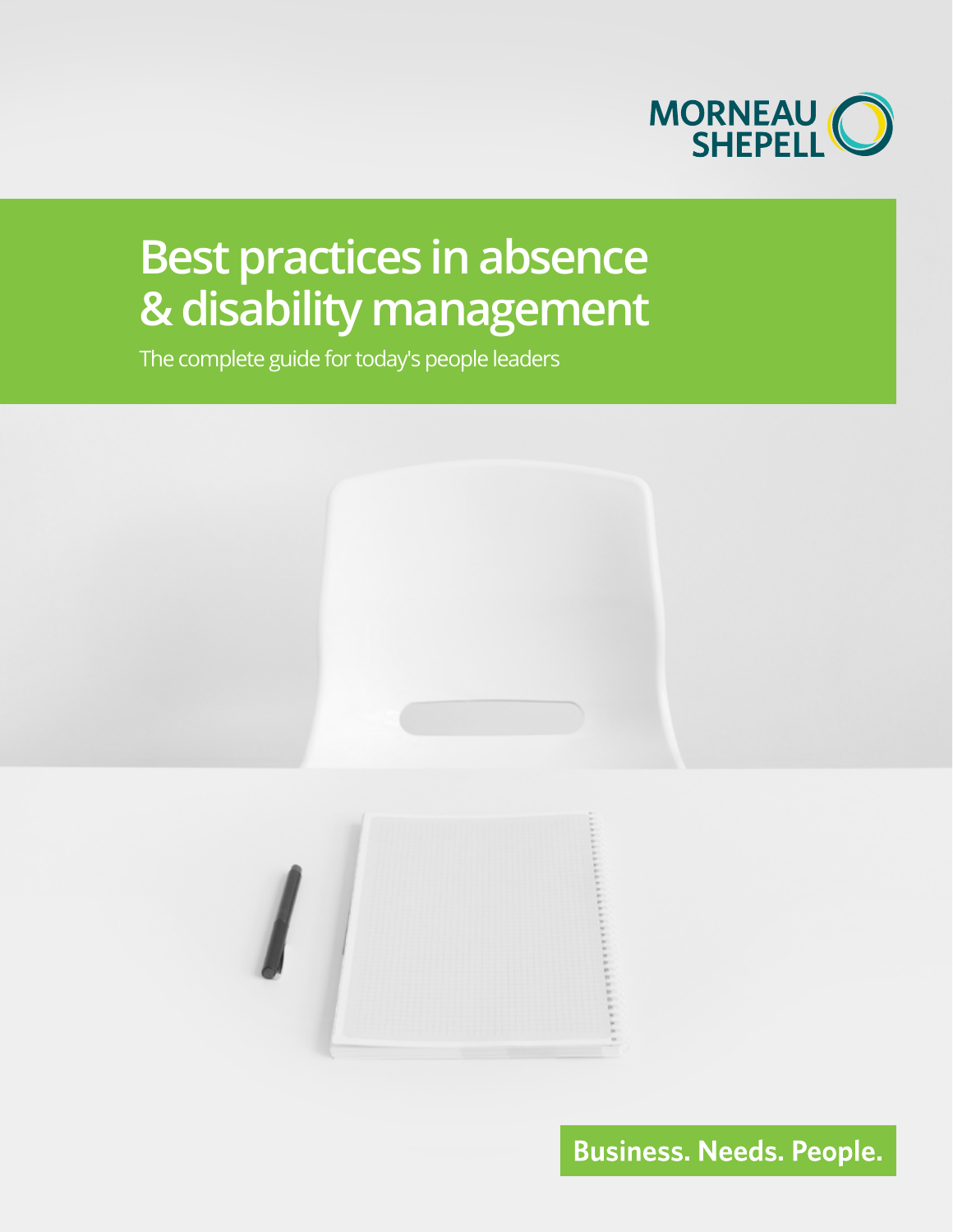MORNEAU SHEPELL

# Best practices in absence & disability management

The complete guide for today's people leaders

**Business. Needs. People.**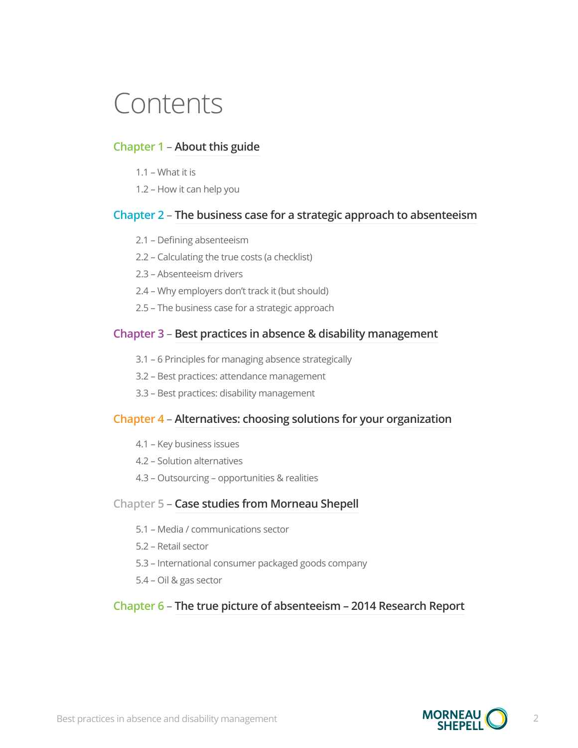# Contents

## Chapter 1 – About this guide

- 1.1 – What it is
- 1.2 – How it can help you

## Chapter 2 – The business case for a strategic approach to absenteeism

- 2.1 – Defining absenteeism
- 2.2 – Calculating the true costs (a checklist)
- 2.3 – Absenteeism drivers
- 2.4 – Why employers don't track it (but should)
- 2.5 – The business case for a strategic approach

## Chapter 3 – Best practices in absence & disability management

- 3.1 – 6 Principles for managing absence strategically
- 3.2 – Best practices: attendance management
- 3.3 – Best practices: disability management

## Chapter 4 – Alternatives: choosing solutions for your organization

- 4.1 – Key business issues
- 4.2 – Solution alternatives
- 4.3 – Outsourcing – opportunities & realities

## Chapter 5 – Case studies from Morneau Shepell

- 5.1 – Media / communications sector
- 5.2 – Retail sector
- 5.3 – International consumer packaged goods company
- 5.4 – Oil & gas sector

## Chapter 6 – The true picture of absenteeism – 2014 Research Report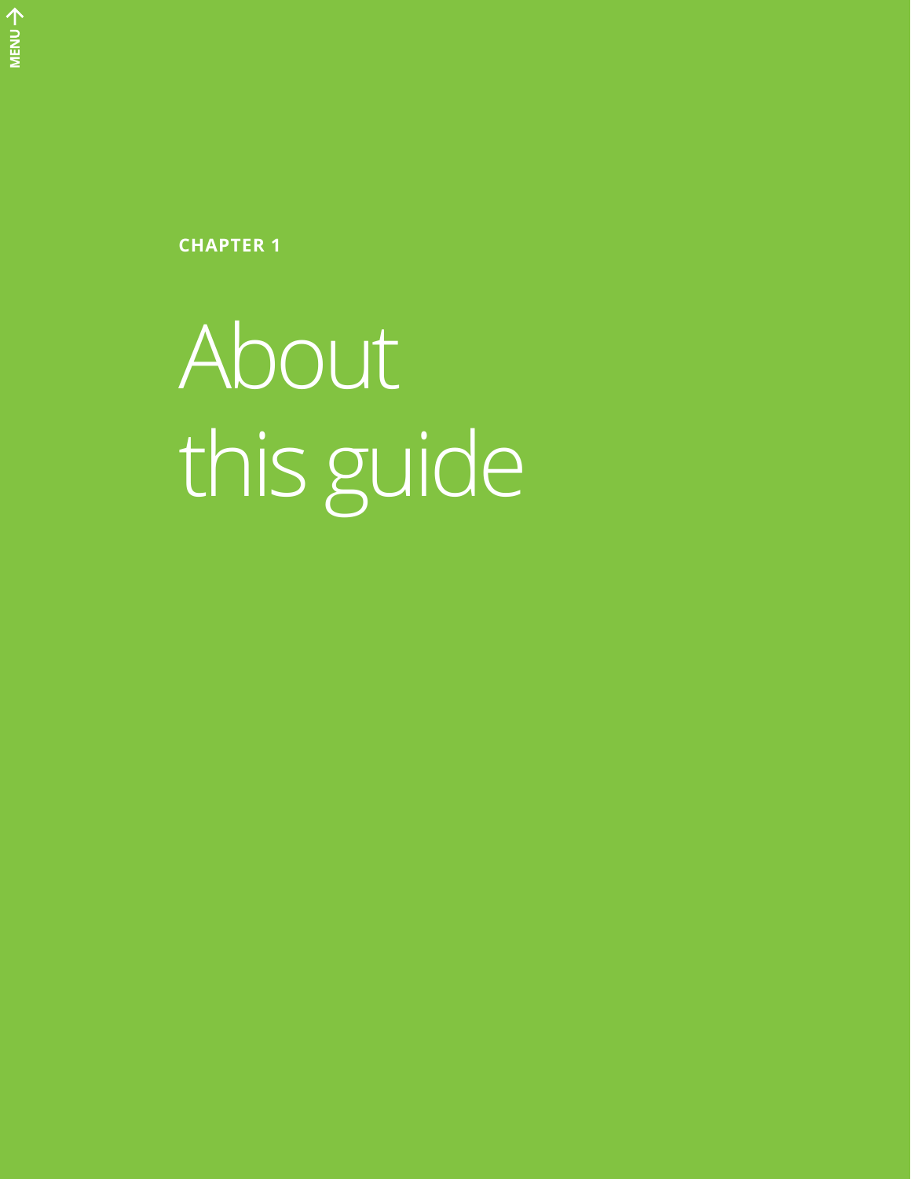CHAPTER 1

# About this guide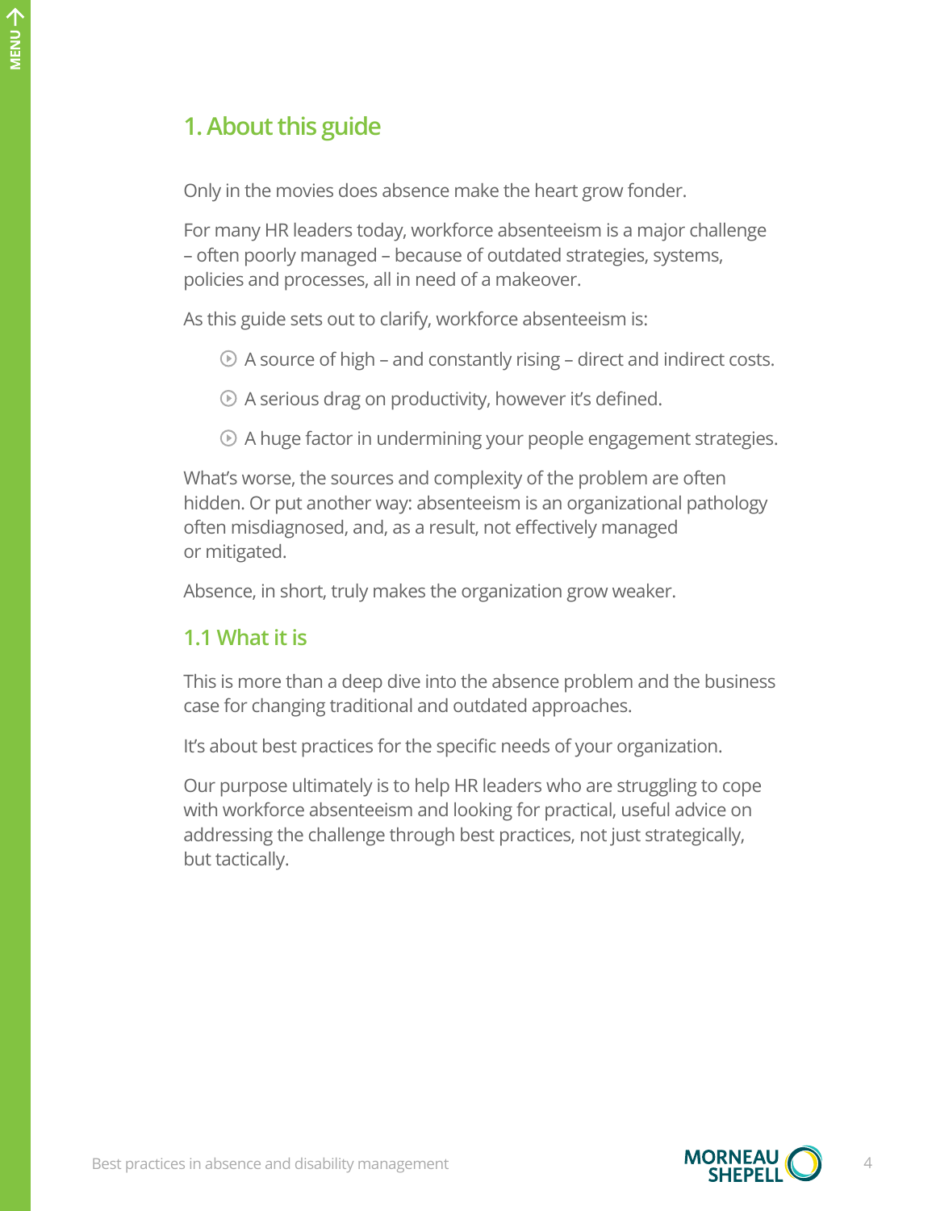## 1. About this guide

Only in the movies does absence make the heart grow fonder.

For many HR leaders today, workforce absenteeism is a major challenge – often poorly managed – because of outdated strategies, systems, policies and processes, all in need of a makeover.

As this guide sets out to clarify, workforce absenteeism is:

- A source of high – and constantly rising – direct and indirect costs.
- A serious drag on productivity, however it's defined.
- A huge factor in undermining your people engagement strategies.

What's worse, the sources and complexity of the problem are often hidden. Or put another way: absenteeism is an organizational pathology often misdiagnosed, and, as a result, not effectively managed or mitigated.

Absence, in short, truly makes the organization grow weaker.

### 1.1 What it is

This is more than a deep dive into the absence problem and the business case for changing traditional and outdated approaches.

It's about best practices for the specific needs of your organization.

Our purpose ultimately is to help HR leaders who are struggling to cope with workforce absenteeism and looking for practical, useful advice on addressing the challenge through best practices, not just strategically, but tactically.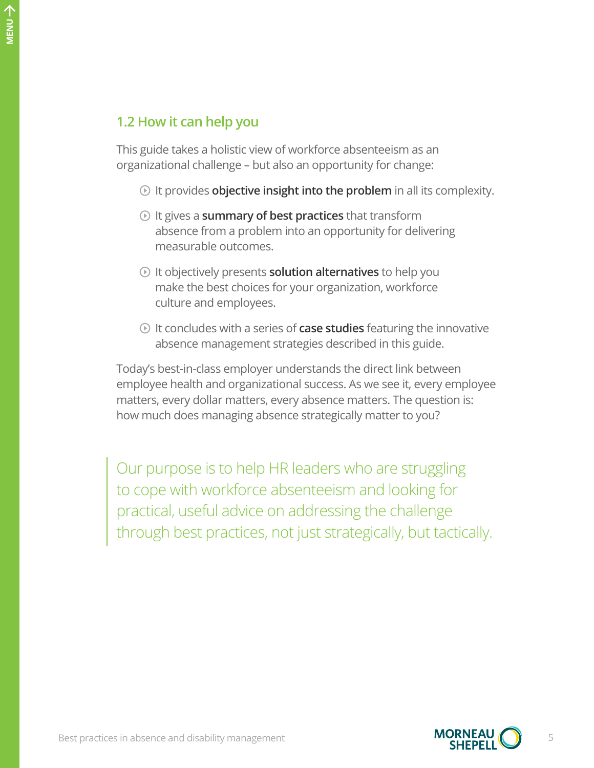## 1.2 How it can help you

This guide takes a holistic view of workforce absenteeism as an organizational challenge – but also an opportunity for change:

- It provides **objective insight into the problem** in all its complexity.
- It gives a **summary of best practices** that transform absence from a problem into an opportunity for delivering measurable outcomes.
- It objectively presents **solution alternatives** to help you make the best choices for your organization, workforce culture and employees.
- It concludes with a series of **case studies** featuring the innovative absence management strategies described in this guide.

Today's best-in-class employer understands the direct link between employee health and organizational success. As we see it, every employee matters, every dollar matters, every absence matters. The question is: how much does managing absence strategically matter to you?

> Our purpose is to help HR leaders who are struggling to cope with workforce absenteeism and looking for practical, useful advice on addressing the challenge through best practices, not just strategically, but tactically.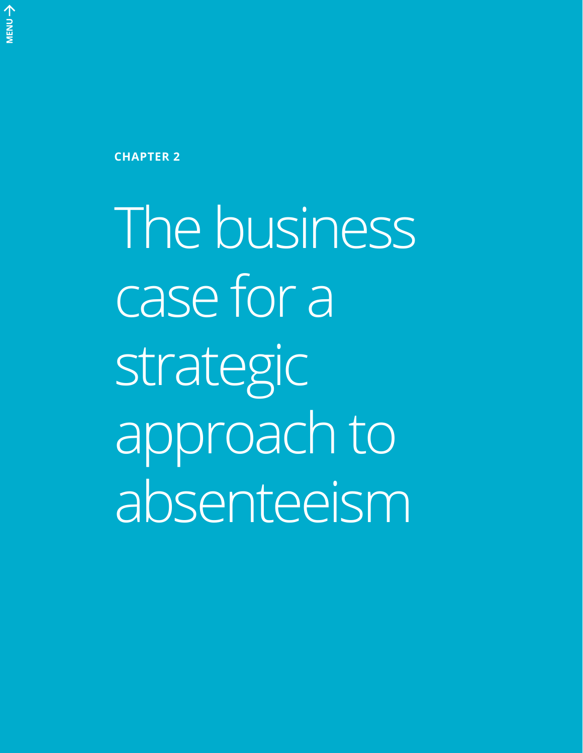CHAPTER 2

# The business case for a strategic approach to absenteeism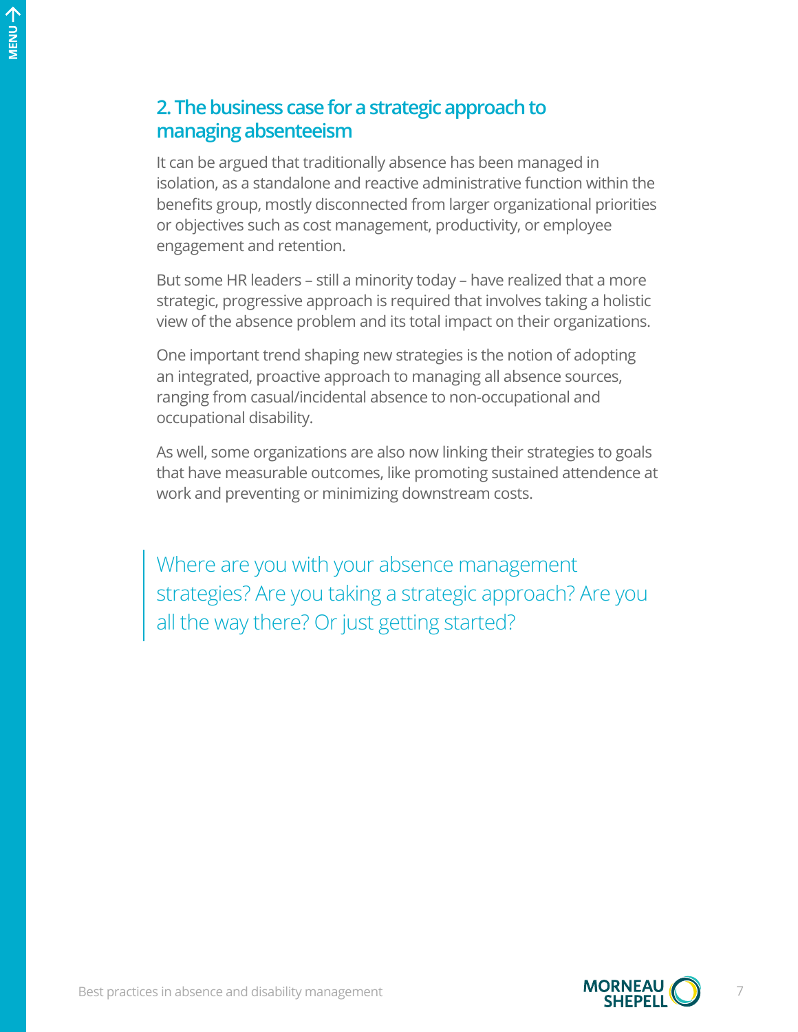## 2. The business case for a strategic approach to managing absenteeism

It can be argued that traditionally absence has been managed in isolation, as a standalone and reactive administrative function within the benefits group, mostly disconnected from larger organizational priorities or objectives such as cost management, productivity, or employee engagement and retention.

But some HR leaders – still a minority today – have realized that a more strategic, progressive approach is required that involves taking a holistic view of the absence problem and its total impact on their organizations.

One important trend shaping new strategies is the notion of adopting an integrated, proactive approach to managing all absence sources, ranging from casual/incidental absence to non-occupational and occupational disability.

As well, some organizations are also now linking their strategies to goals that have measurable outcomes, like promoting sustained attendence at work and preventing or minimizing downstream costs.

> Where are you with your absence management strategies? Are you taking a strategic approach? Are you all the way there? Or just getting started?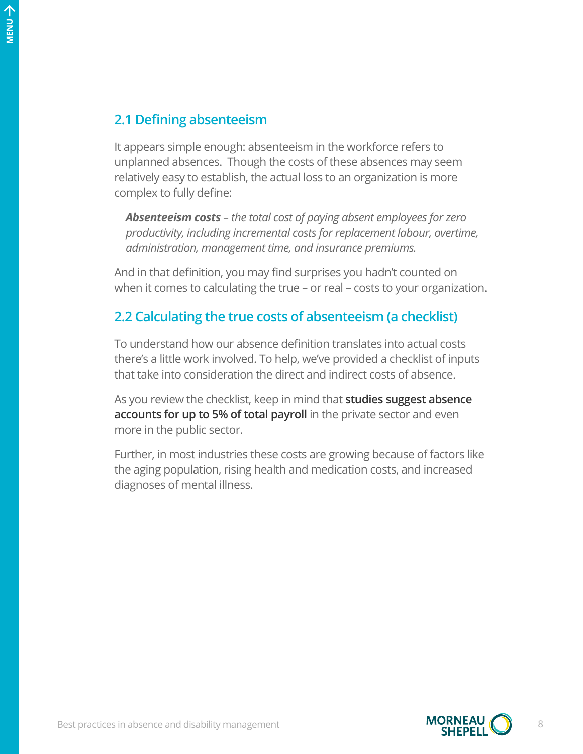## 2.1 Defining absenteeism

It appears simple enough: absenteeism in the workforce refers to unplanned absences. Though the costs of these absences may seem relatively easy to establish, the actual loss to an organization is more complex to fully define:

> ***Absenteeism costs*** *– the total cost of paying absent employees for zero productivity, including incremental costs for replacement labour, overtime, administration, management time, and insurance premiums.*

And in that definition, you may find surprises you hadn't counted on when it comes to calculating the true – or real – costs to your organization.

## 2.2 Calculating the true costs of absenteeism (a checklist)

To understand how our absence definition translates into actual costs there's a little work involved. To help, we've provided a checklist of inputs that take into consideration the direct and indirect costs of absence.

As you review the checklist, keep in mind that **studies suggest absence accounts for up to 5% of total payroll** in the private sector and even more in the public sector.

Further, in most industries these costs are growing because of factors like the aging population, rising health and medication costs, and increased diagnoses of mental illness.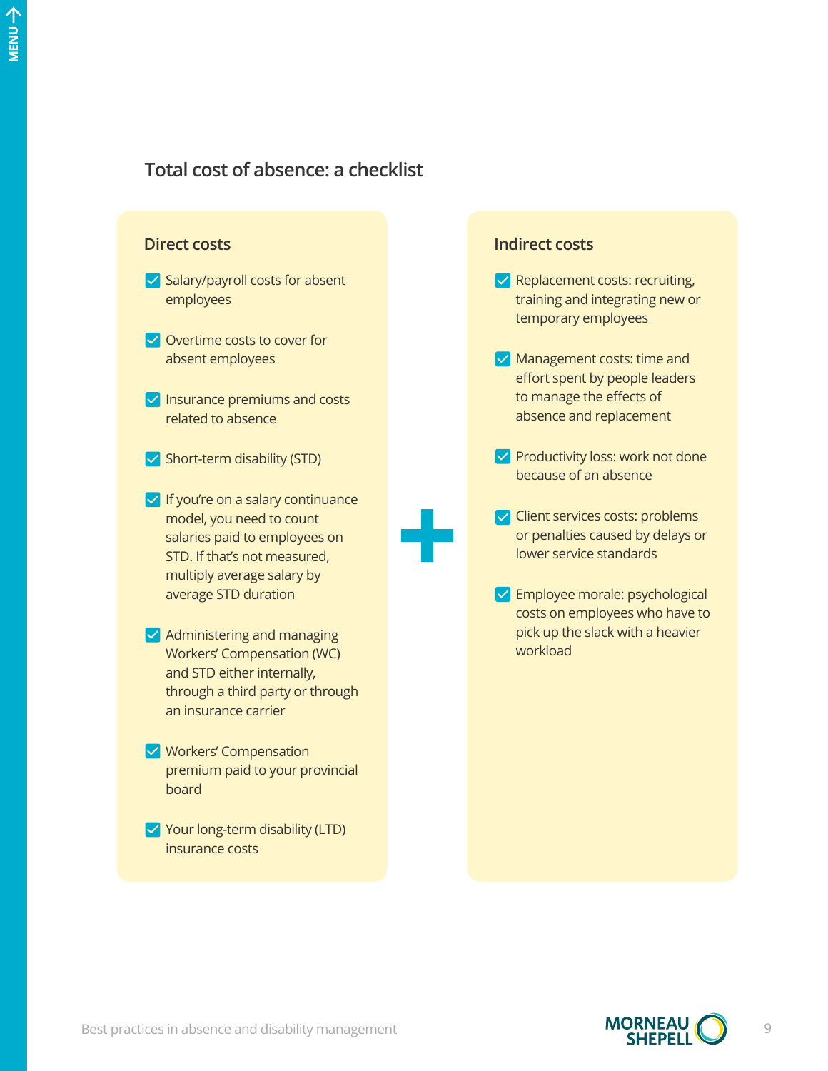## Total cost of absence: a checklist

### Direct costs

- [x] Salary/payroll costs for absent employees
- [x] Overtime costs to cover for absent employees
- [x] Insurance premiums and costs related to absence
- [x] Short-term disability (STD)
- [x] If you're on a salary continuance model, you need to count salaries paid to employees on STD. If that's not measured, multiply average salary by average STD duration
- [x] Administering and managing Workers' Compensation (WC) and STD either internally, through a third party or through an insurance carrier
- [x] Workers' Compensation premium paid to your provincial board
- [x] Your long-term disability (LTD) insurance costs

+

### Indirect costs

- [x] Replacement costs: recruiting, training and integrating new or temporary employees
- [x] Management costs: time and effort spent by people leaders to manage the effects of absence and replacement
- [x] Productivity loss: work not done because of an absence
- [x] Client services costs: problems or penalties caused by delays or lower service standards
- [x] Employee morale: psychological costs on employees who have to pick up the slack with a heavier workload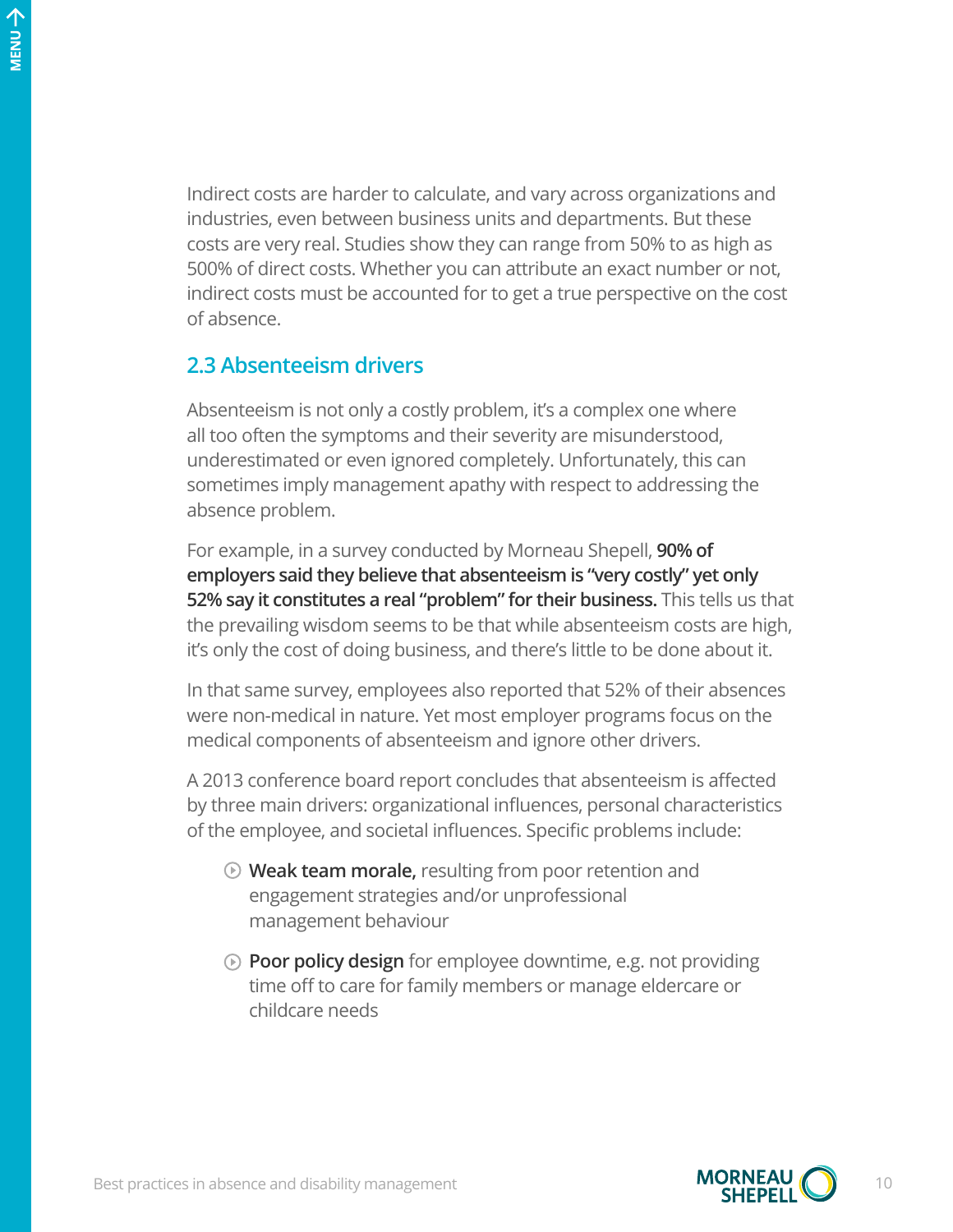Indirect costs are harder to calculate, and vary across organizations and industries, even between business units and departments. But these costs are very real. Studies show they can range from 50% to as high as 500% of direct costs. Whether you can attribute an exact number or not, indirect costs must be accounted for to get a true perspective on the cost of absence.

## 2.3 Absenteeism drivers

Absenteeism is not only a costly problem, it's a complex one where all too often the symptoms and their severity are misunderstood, underestimated or even ignored completely. Unfortunately, this can sometimes imply management apathy with respect to addressing the absence problem.

For example, in a survey conducted by Morneau Shepell, **90% of employers said they believe that absenteeism is "very costly" yet only 52% say it constitutes a real "problem" for their business.** This tells us that the prevailing wisdom seems to be that while absenteeism costs are high, it's only the cost of doing business, and there's little to be done about it.

In that same survey, employees also reported that 52% of their absences were non-medical in nature. Yet most employer programs focus on the medical components of absenteeism and ignore other drivers.

A 2013 conference board report concludes that absenteeism is affected by three main drivers: organizational influences, personal characteristics of the employee, and societal influences. Specific problems include:

- **Weak team morale,** resulting from poor retention and engagement strategies and/or unprofessional management behaviour
- **Poor policy design** for employee downtime, e.g. not providing time off to care for family members or manage eldercare or childcare needs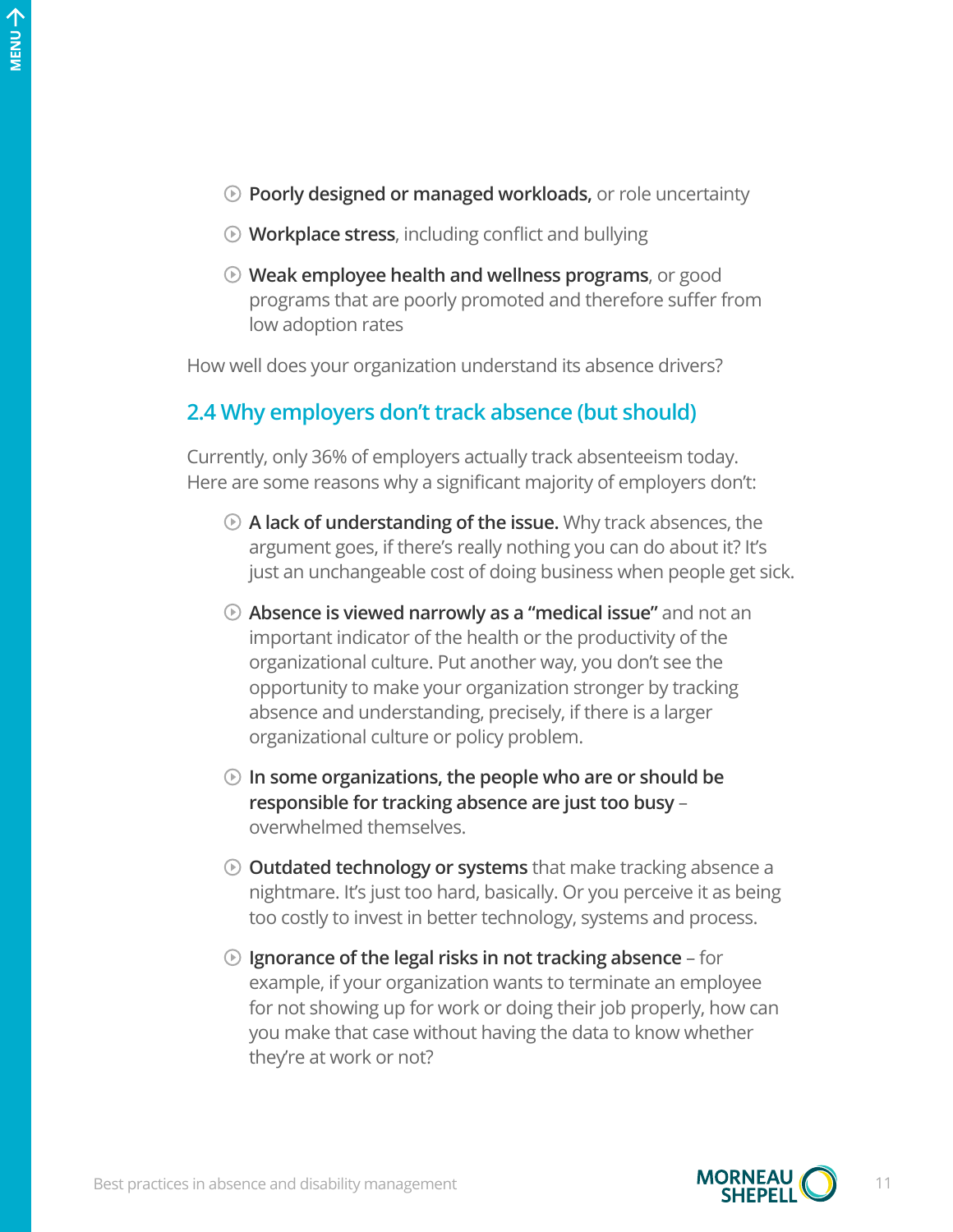- **Poorly designed or managed workloads,** or role uncertainty
- **Workplace stress**, including conflict and bullying
- **Weak employee health and wellness programs**, or good programs that are poorly promoted and therefore suffer from low adoption rates

How well does your organization understand its absence drivers?

## 2.4 Why employers don't track absence (but should)

Currently, only 36% of employers actually track absenteeism today. Here are some reasons why a significant majority of employers don't:

- **A lack of understanding of the issue.** Why track absences, the argument goes, if there's really nothing you can do about it? It's just an unchangeable cost of doing business when people get sick.
- **Absence is viewed narrowly as a "medical issue"** and not an important indicator of the health or the productivity of the organizational culture. Put another way, you don't see the opportunity to make your organization stronger by tracking absence and understanding, precisely, if there is a larger organizational culture or policy problem.
- **In some organizations, the people who are or should be responsible for tracking absence are just too busy** – overwhelmed themselves.
- **Outdated technology or systems** that make tracking absence a nightmare. It's just too hard, basically. Or you perceive it as being too costly to invest in better technology, systems and process.
- **Ignorance of the legal risks in not tracking absence** – for example, if your organization wants to terminate an employee for not showing up for work or doing their job properly, how can you make that case without having the data to know whether they're at work or not?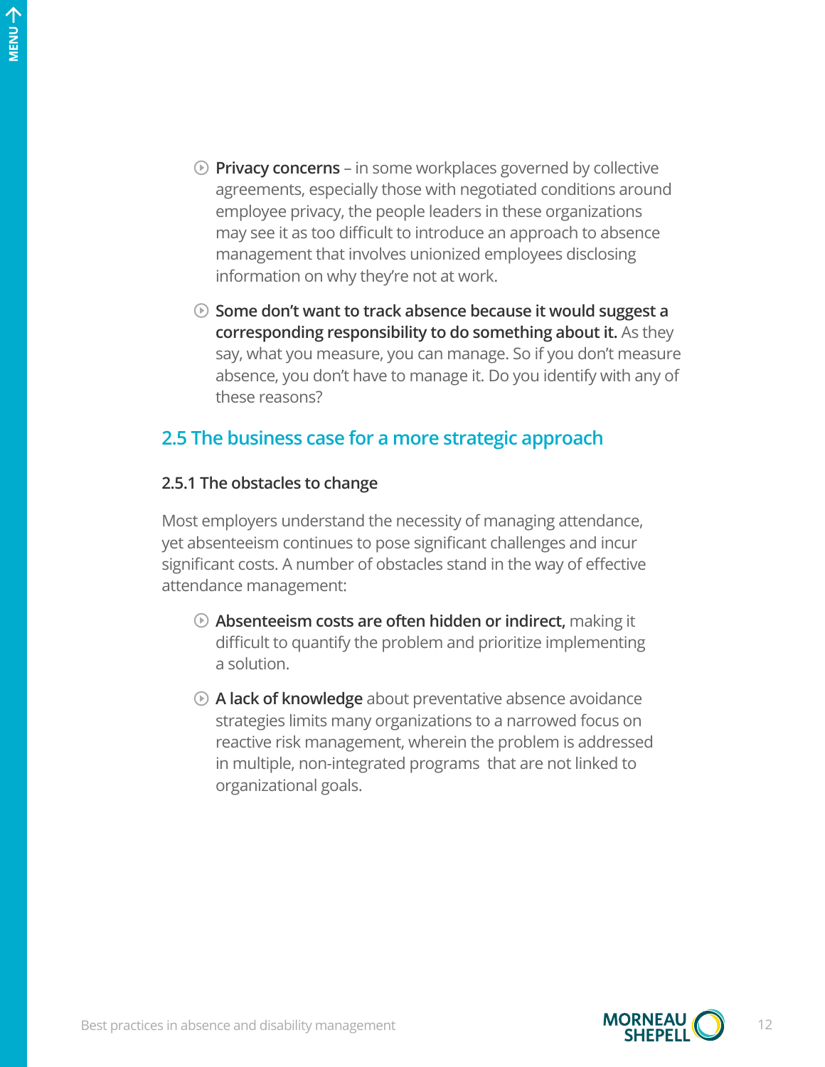- **Privacy concerns** – in some workplaces governed by collective agreements, especially those with negotiated conditions around employee privacy, the people leaders in these organizations may see it as too difficult to introduce an approach to absence management that involves unionized employees disclosing information on why they're not at work.
- **Some don't want to track absence because it would suggest a corresponding responsibility to do something about it.** As they say, what you measure, you can manage. So if you don't measure absence, you don't have to manage it. Do you identify with any of these reasons?

## 2.5 The business case for a more strategic approach

### 2.5.1 The obstacles to change

Most employers understand the necessity of managing attendance, yet absenteeism continues to pose significant challenges and incur significant costs. A number of obstacles stand in the way of effective attendance management:

- **Absenteeism costs are often hidden or indirect,** making it difficult to quantify the problem and prioritize implementing a solution.
- **A lack of knowledge** about preventative absence avoidance strategies limits many organizations to a narrowed focus on reactive risk management, wherein the problem is addressed in multiple, non-integrated programs that are not linked to organizational goals.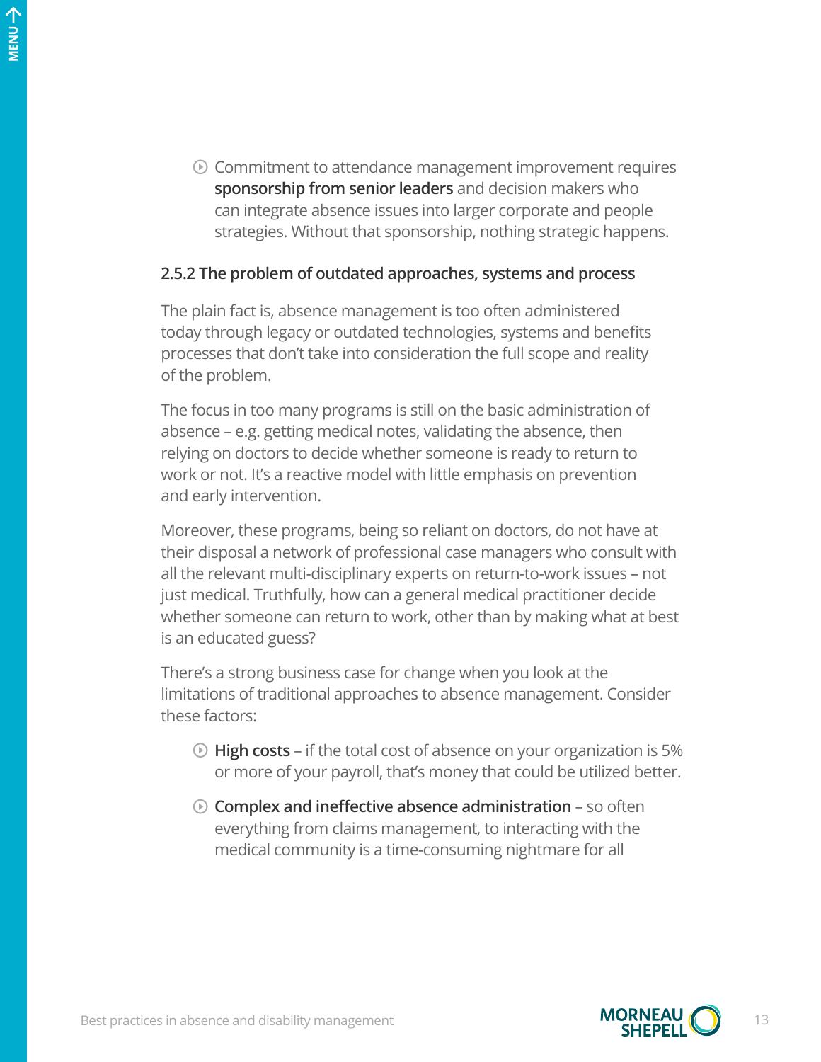- Commitment to attendance management improvement requires **sponsorship from senior leaders** and decision makers who can integrate absence issues into larger corporate and people strategies. Without that sponsorship, nothing strategic happens.

### 2.5.2 The problem of outdated approaches, systems and process

The plain fact is, absence management is too often administered today through legacy or outdated technologies, systems and benefits processes that don't take into consideration the full scope and reality of the problem.

The focus in too many programs is still on the basic administration of absence – e.g. getting medical notes, validating the absence, then relying on doctors to decide whether someone is ready to return to work or not. It's a reactive model with little emphasis on prevention and early intervention.

Moreover, these programs, being so reliant on doctors, do not have at their disposal a network of professional case managers who consult with all the relevant multi-disciplinary experts on return-to-work issues – not just medical. Truthfully, how can a general medical practitioner decide whether someone can return to work, other than by making what at best is an educated guess?

There's a strong business case for change when you look at the limitations of traditional approaches to absence management. Consider these factors:

- **High costs** – if the total cost of absence on your organization is 5% or more of your payroll, that's money that could be utilized better.
- **Complex and ineffective absence administration** – so often everything from claims management, to interacting with the medical community is a time-consuming nightmare for all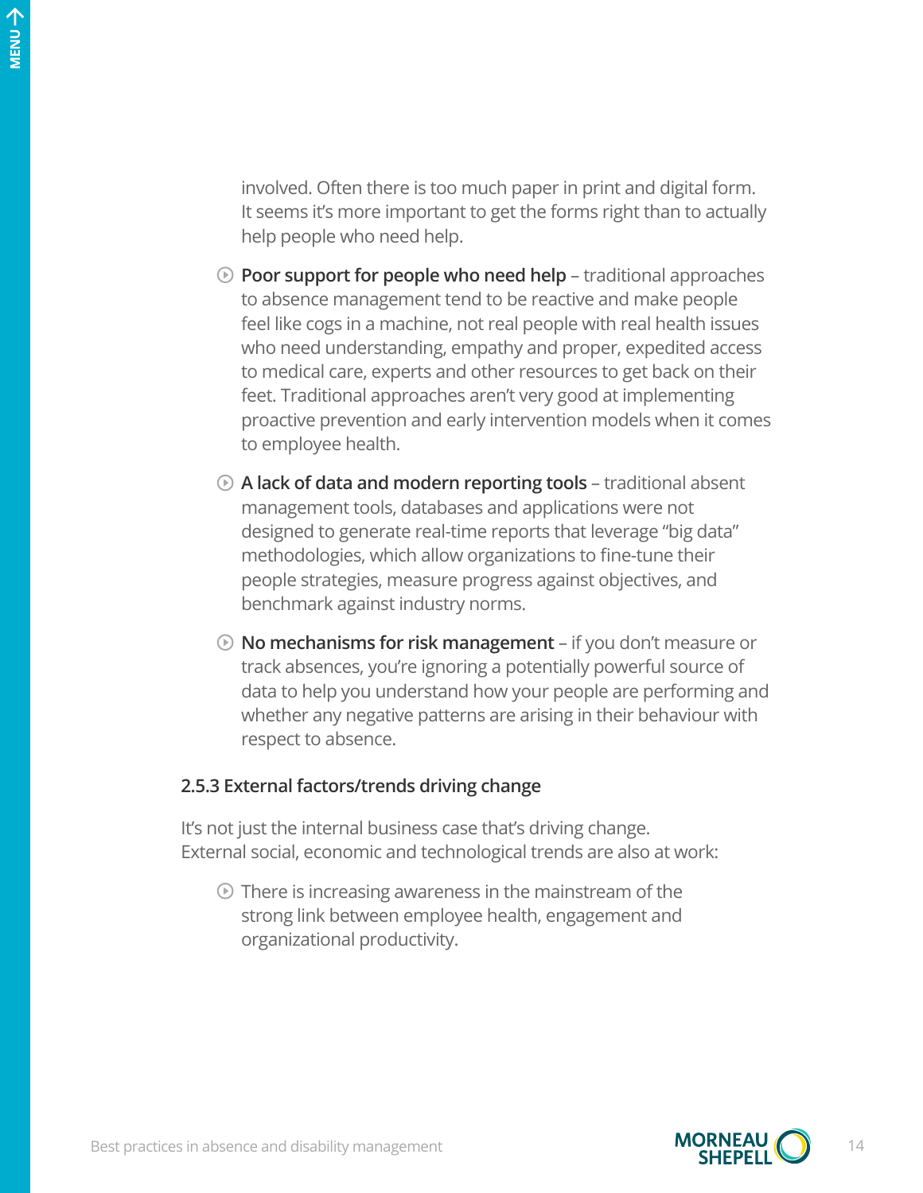involved. Often there is too much paper in print and digital form. It seems it's more important to get the forms right than to actually help people who need help.

- **Poor support for people who need help** – traditional approaches to absence management tend to be reactive and make people feel like cogs in a machine, not real people with real health issues who need understanding, empathy and proper, expedited access to medical care, experts and other resources to get back on their feet. Traditional approaches aren't very good at implementing proactive prevention and early intervention models when it comes to employee health.
- **A lack of data and modern reporting tools** – traditional absent management tools, databases and applications were not designed to generate real-time reports that leverage "big data" methodologies, which allow organizations to fine-tune their people strategies, measure progress against objectives, and benchmark against industry norms.
- **No mechanisms for risk management** – if you don't measure or track absences, you're ignoring a potentially powerful source of data to help you understand how your people are performing and whether any negative patterns are arising in their behaviour with respect to absence.

### 2.5.3 External factors/trends driving change

It's not just the internal business case that's driving change. External social, economic and technological trends are also at work:

- There is increasing awareness in the mainstream of the strong link between employee health, engagement and organizational productivity.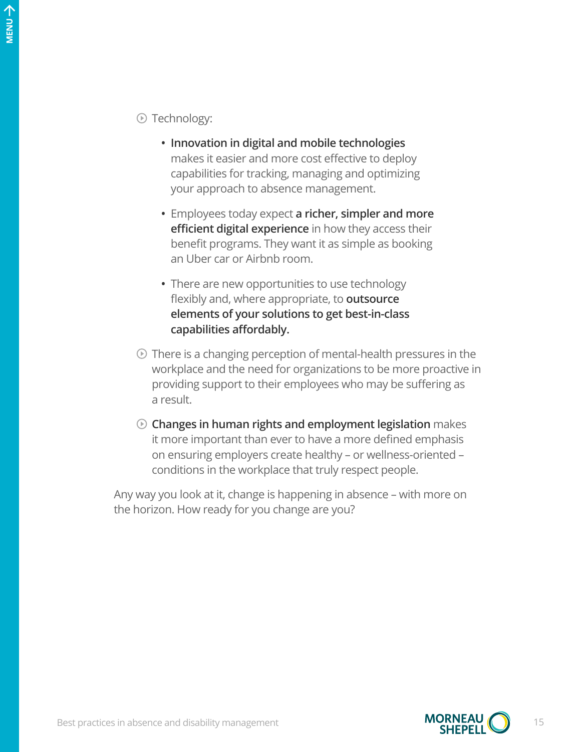- Technology:
  - **Innovation in digital and mobile technologies** makes it easier and more cost effective to deploy capabilities for tracking, managing and optimizing your approach to absence management.
  - Employees today expect **a richer, simpler and more efficient digital experience** in how they access their benefit programs. They want it as simple as booking an Uber car or Airbnb room.
  - There are new opportunities to use technology flexibly and, where appropriate, to **outsource elements of your solutions to get best-in-class capabilities affordably.**
- There is a changing perception of mental-health pressures in the workplace and the need for organizations to be more proactive in providing support to their employees who may be suffering as a result.
- **Changes in human rights and employment legislation** makes it more important than ever to have a more defined emphasis on ensuring employers create healthy – or wellness-oriented – conditions in the workplace that truly respect people.

Any way you look at it, change is happening in absence – with more on the horizon. How ready for you change are you?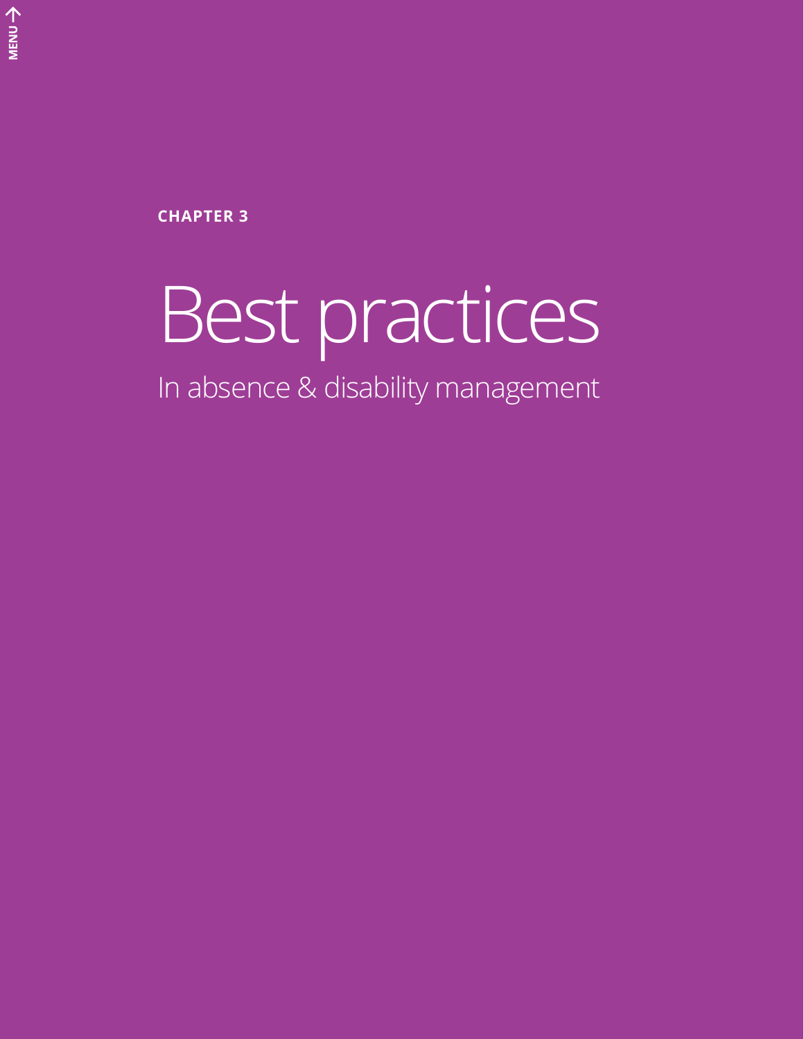**CHAPTER 3**

# Best practices

## In absence & disability management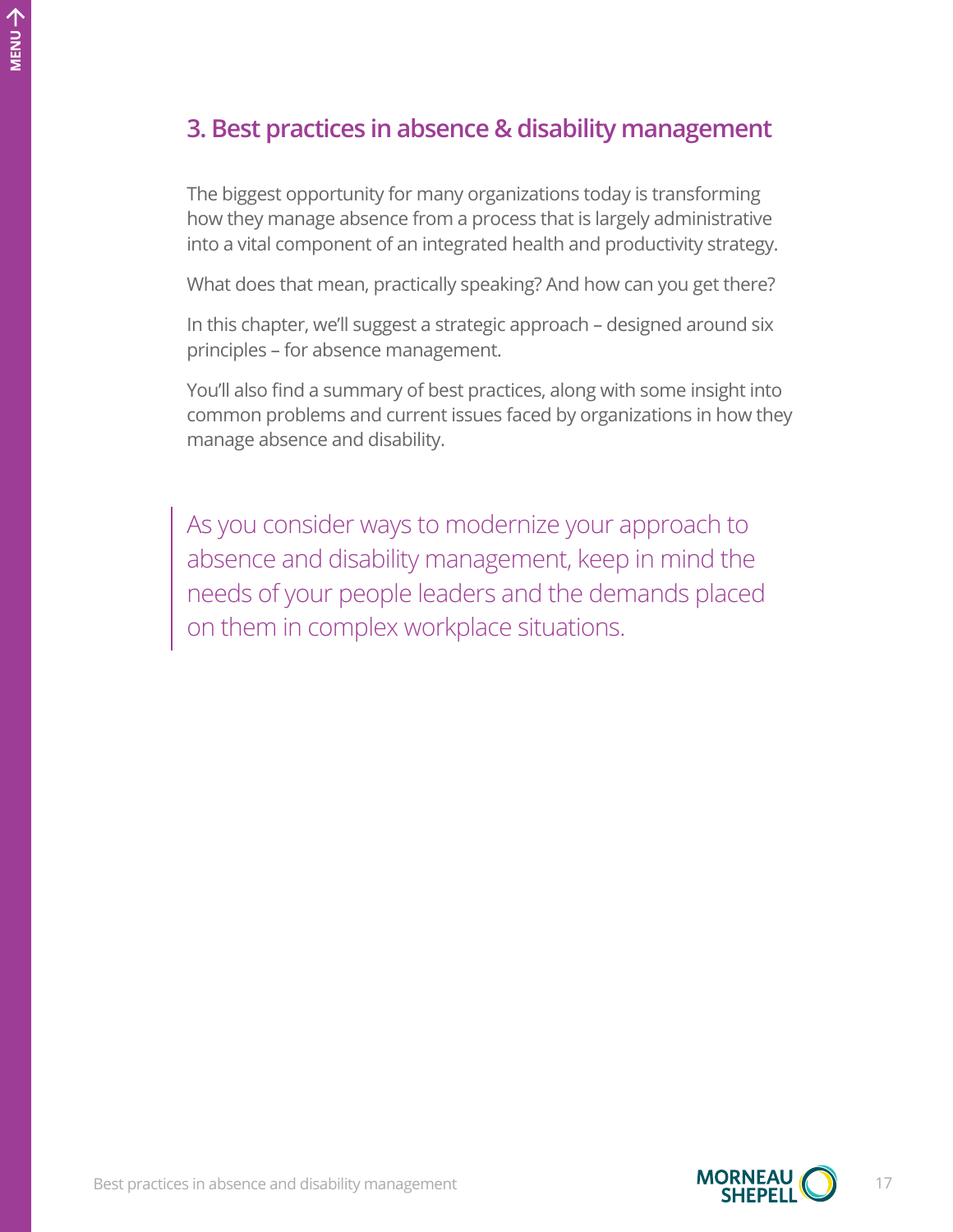## 3. Best practices in absence & disability management

The biggest opportunity for many organizations today is transforming how they manage absence from a process that is largely administrative into a vital component of an integrated health and productivity strategy.

What does that mean, practically speaking? And how can you get there?

In this chapter, we'll suggest a strategic approach – designed around six principles – for absence management.

You'll also find a summary of best practices, along with some insight into common problems and current issues faced by organizations in how they manage absence and disability.

> As you consider ways to modernize your approach to absence and disability management, keep in mind the needs of your people leaders and the demands placed on them in complex workplace situations.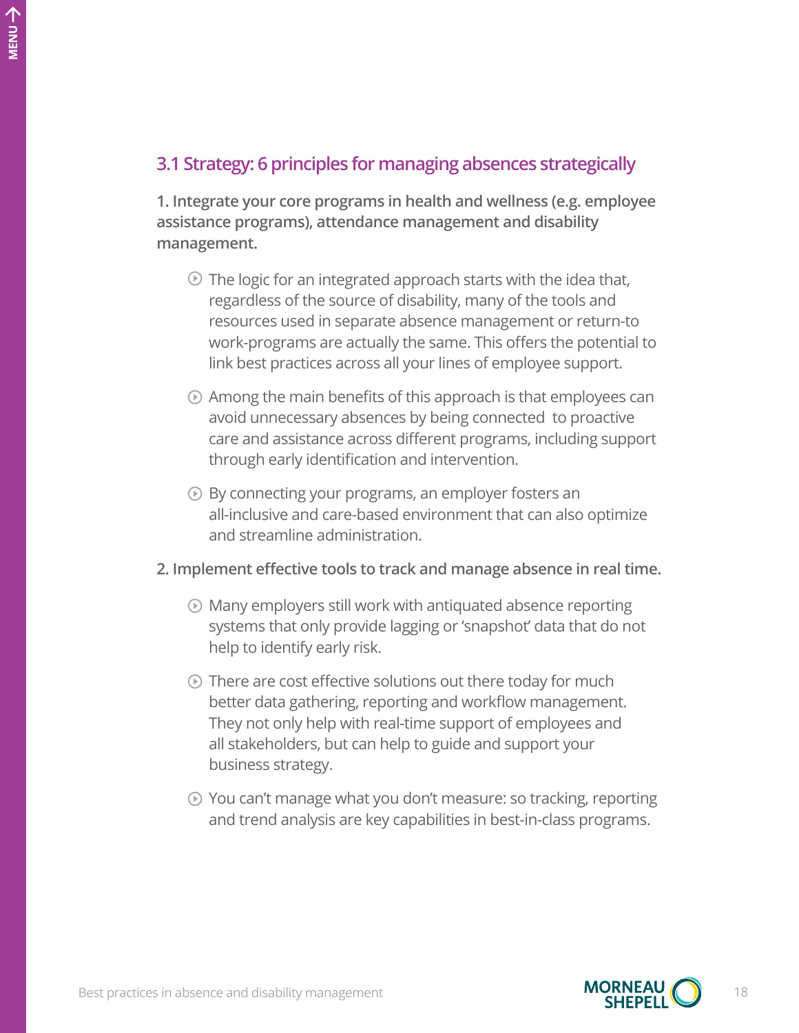## 3.1 Strategy: 6 principles for managing absences strategically

**1. Integrate your core programs in health and wellness (e.g. employee assistance programs), attendance management and disability management.**

- The logic for an integrated approach starts with the idea that, regardless of the source of disability, many of the tools and resources used in separate absence management or return-to work-programs are actually the same. This offers the potential to link best practices across all your lines of employee support.
- Among the main benefits of this approach is that employees can avoid unnecessary absences by being connected to proactive care and assistance across different programs, including support through early identification and intervention.
- By connecting your programs, an employer fosters an all-inclusive and care-based environment that can also optimize and streamline administration.

**2. Implement effective tools to track and manage absence in real time.**

- Many employers still work with antiquated absence reporting systems that only provide lagging or 'snapshot' data that do not help to identify early risk.
- There are cost effective solutions out there today for much better data gathering, reporting and workflow management. They not only help with real-time support of employees and all stakeholders, but can help to guide and support your business strategy.
- You can't manage what you don't measure: so tracking, reporting and trend analysis are key capabilities in best-in-class programs.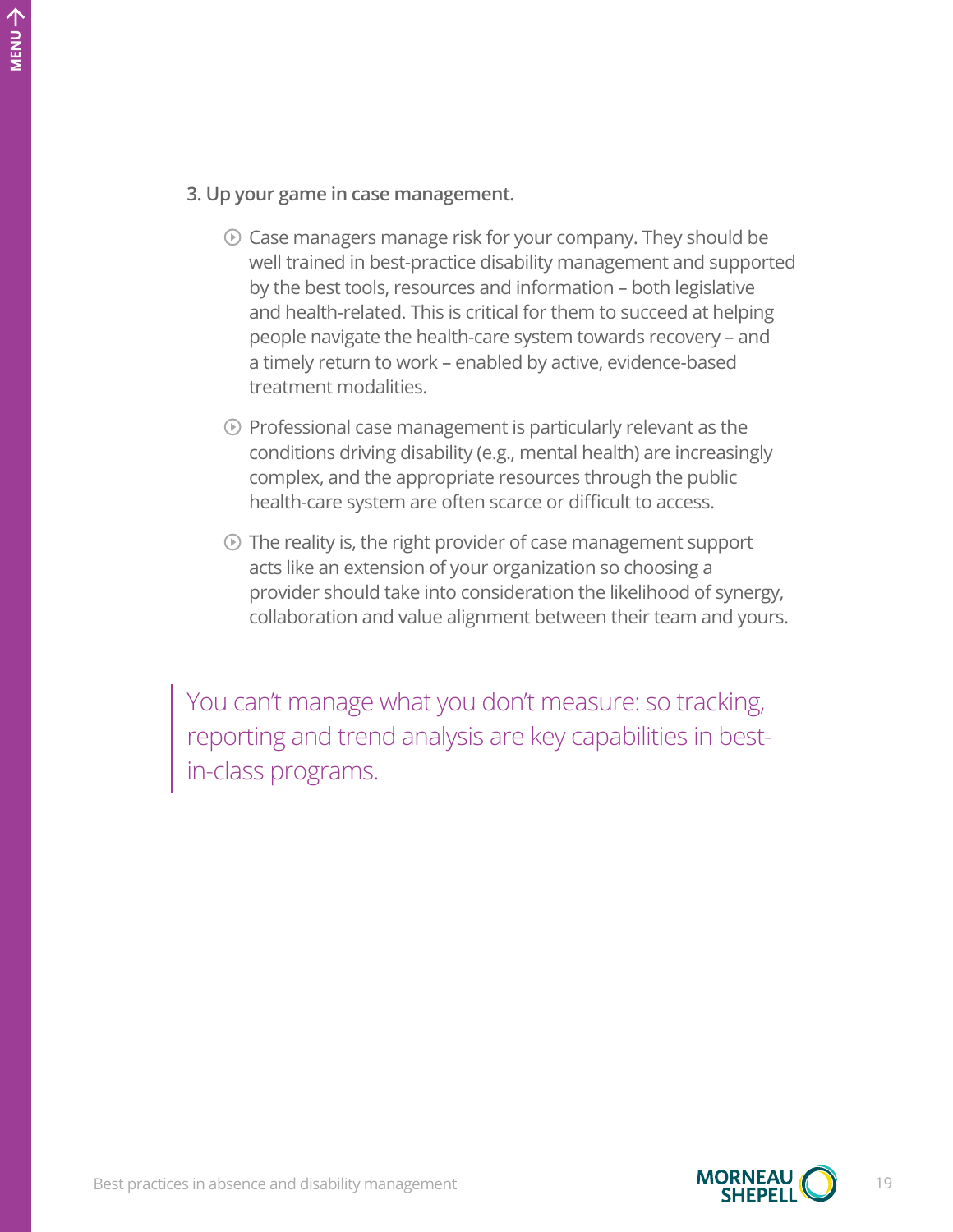### 3. Up your game in case management.

- Case managers manage risk for your company. They should be well trained in best-practice disability management and supported by the best tools, resources and information – both legislative and health-related. This is critical for them to succeed at helping people navigate the health-care system towards recovery – and a timely return to work – enabled by active, evidence-based treatment modalities.
- Professional case management is particularly relevant as the conditions driving disability (e.g., mental health) are increasingly complex, and the appropriate resources through the public health-care system are often scarce or difficult to access.
- The reality is, the right provider of case management support acts like an extension of your organization so choosing a provider should take into consideration the likelihood of synergy, collaboration and value alignment between their team and yours.

> You can't manage what you don't measure: so tracking, reporting and trend analysis are key capabilities in best-in-class programs.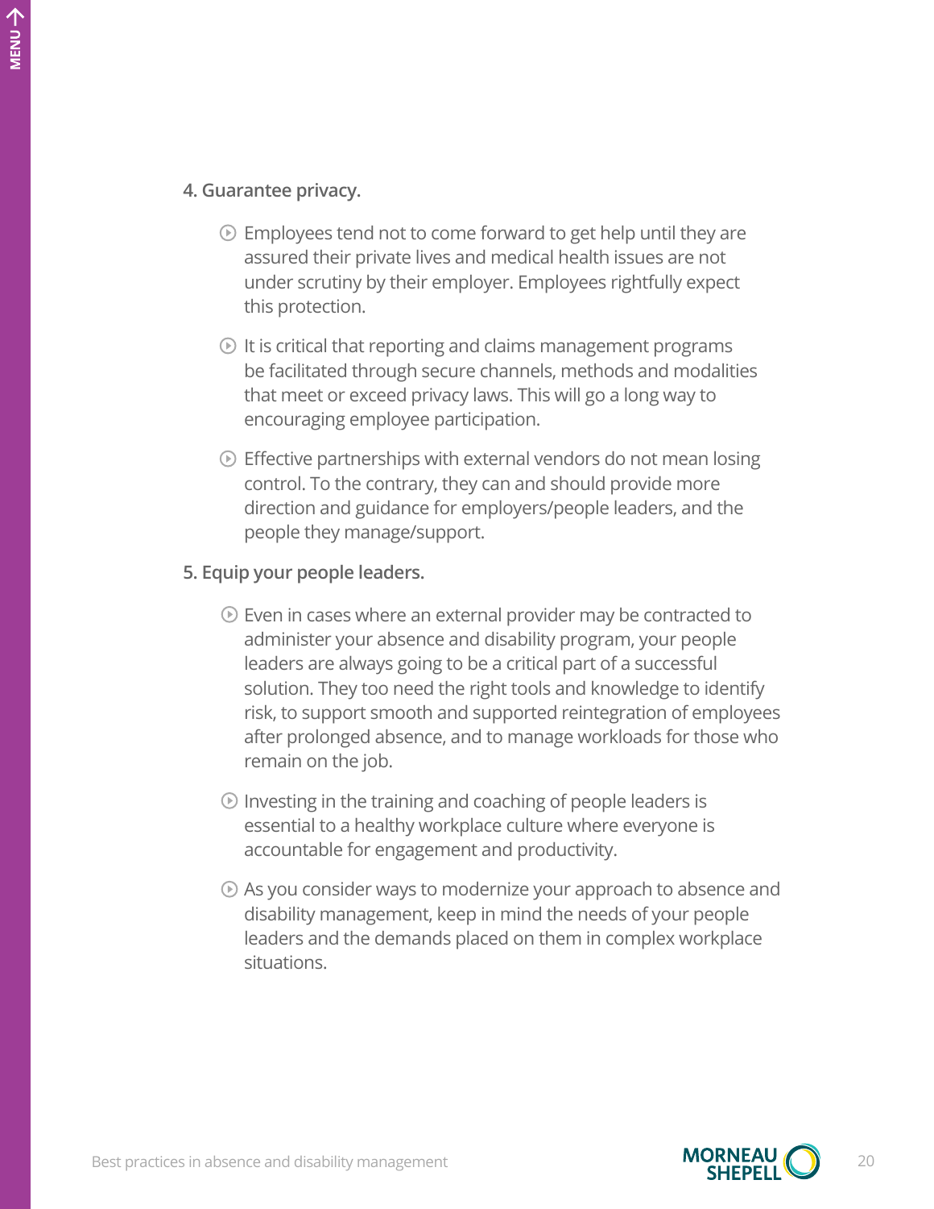**4. Guarantee privacy.**

- Employees tend not to come forward to get help until they are assured their private lives and medical health issues are not under scrutiny by their employer. Employees rightfully expect this protection.
- It is critical that reporting and claims management programs be facilitated through secure channels, methods and modalities that meet or exceed privacy laws. This will go a long way to encouraging employee participation.
- Effective partnerships with external vendors do not mean losing control. To the contrary, they can and should provide more direction and guidance for employers/people leaders, and the people they manage/support.

**5. Equip your people leaders.**

- Even in cases where an external provider may be contracted to administer your absence and disability program, your people leaders are always going to be a critical part of a successful solution. They too need the right tools and knowledge to identify risk, to support smooth and supported reintegration of employees after prolonged absence, and to manage workloads for those who remain on the job.
- Investing in the training and coaching of people leaders is essential to a healthy workplace culture where everyone is accountable for engagement and productivity.
- As you consider ways to modernize your approach to absence and disability management, keep in mind the needs of your people leaders and the demands placed on them in complex workplace situations.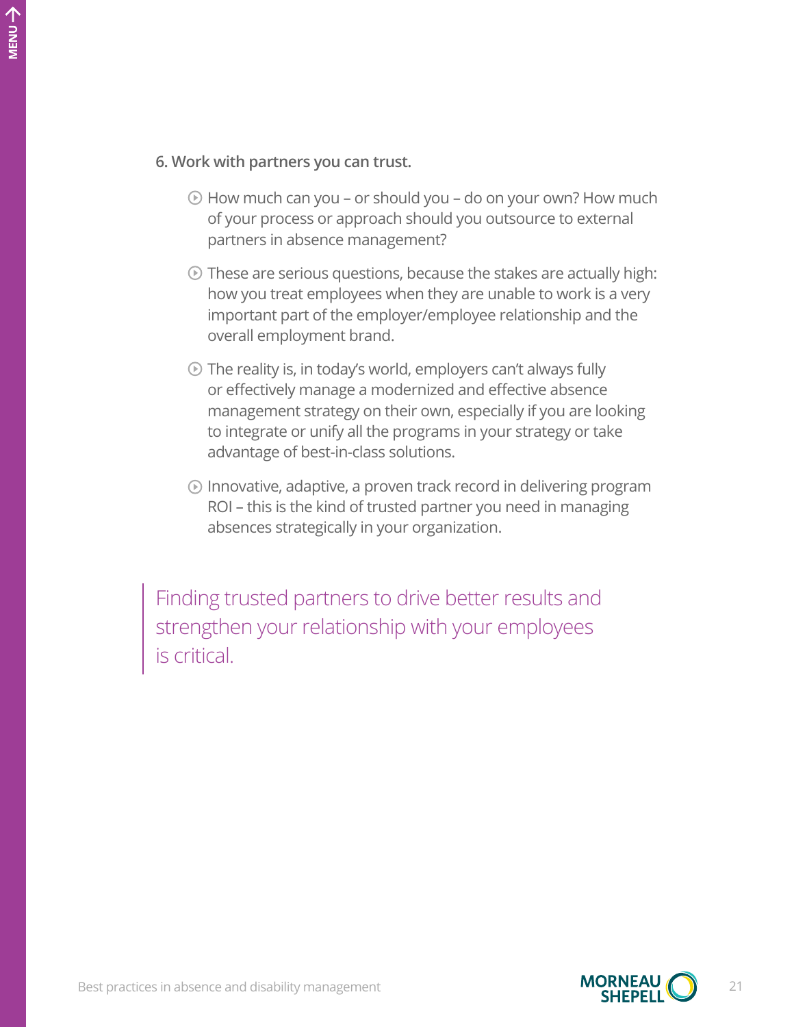**6. Work with partners you can trust.**

- How much can you – or should you – do on your own? How much of your process or approach should you outsource to external partners in absence management?
- These are serious questions, because the stakes are actually high: how you treat employees when they are unable to work is a very important part of the employer/employee relationship and the overall employment brand.
- The reality is, in today's world, employers can't always fully or effectively manage a modernized and effective absence management strategy on their own, especially if you are looking to integrate or unify all the programs in your strategy or take advantage of best-in-class solutions.
- Innovative, adaptive, a proven track record in delivering program ROI – this is the kind of trusted partner you need in managing absences strategically in your organization.

> Finding trusted partners to drive better results and strengthen your relationship with your employees is critical.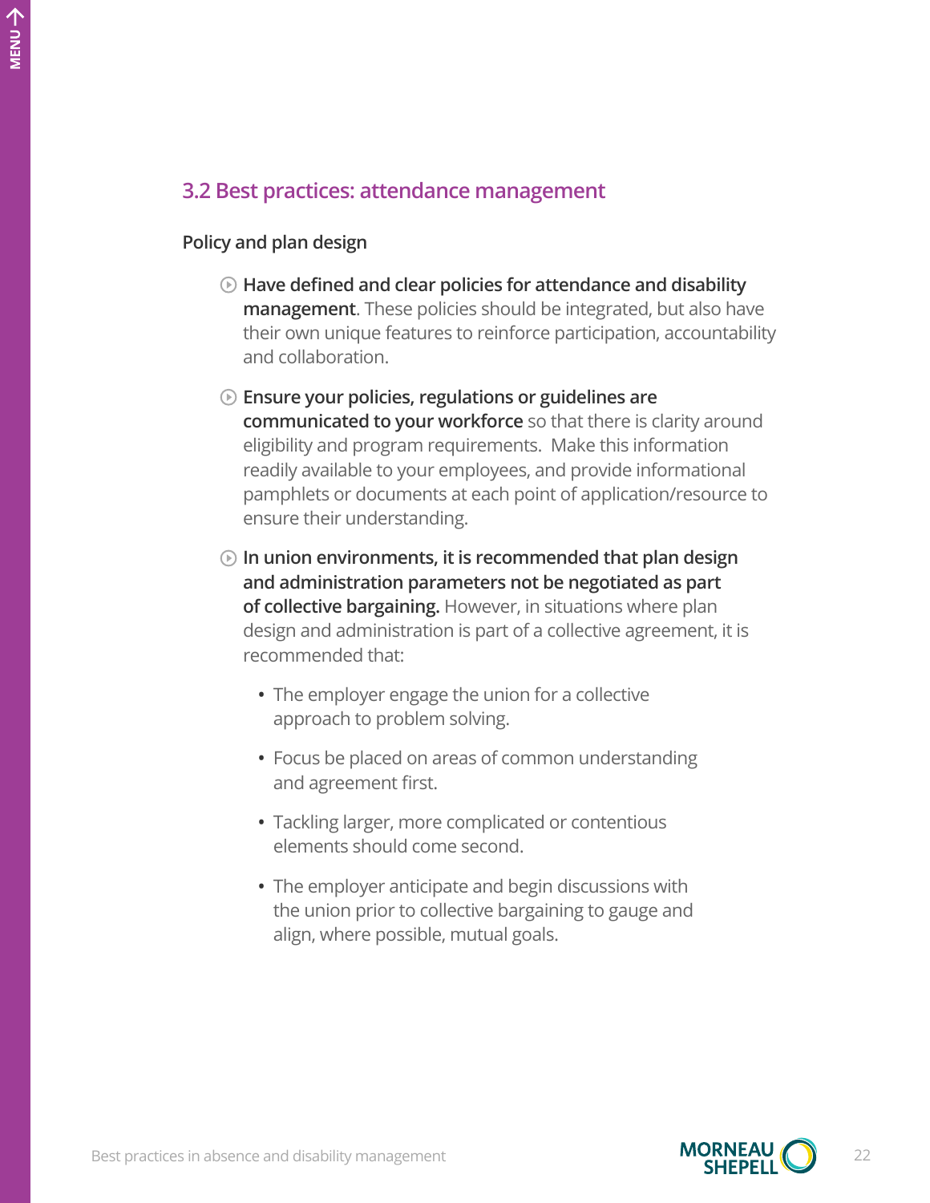## 3.2 Best practices: attendance management

### Policy and plan design

- **Have defined and clear policies for attendance and disability management**. These policies should be integrated, but also have their own unique features to reinforce participation, accountability and collaboration.
- **Ensure your policies, regulations or guidelines are communicated to your workforce** so that there is clarity around eligibility and program requirements. Make this information readily available to your employees, and provide informational pamphlets or documents at each point of application/resource to ensure their understanding.
- **In union environments, it is recommended that plan design and administration parameters not be negotiated as part of collective bargaining.** However, in situations where plan design and administration is part of a collective agreement, it is recommended that:
  - The employer engage the union for a collective approach to problem solving.
  - Focus be placed on areas of common understanding and agreement first.
  - Tackling larger, more complicated or contentious elements should come second.
  - The employer anticipate and begin discussions with the union prior to collective bargaining to gauge and align, where possible, mutual goals.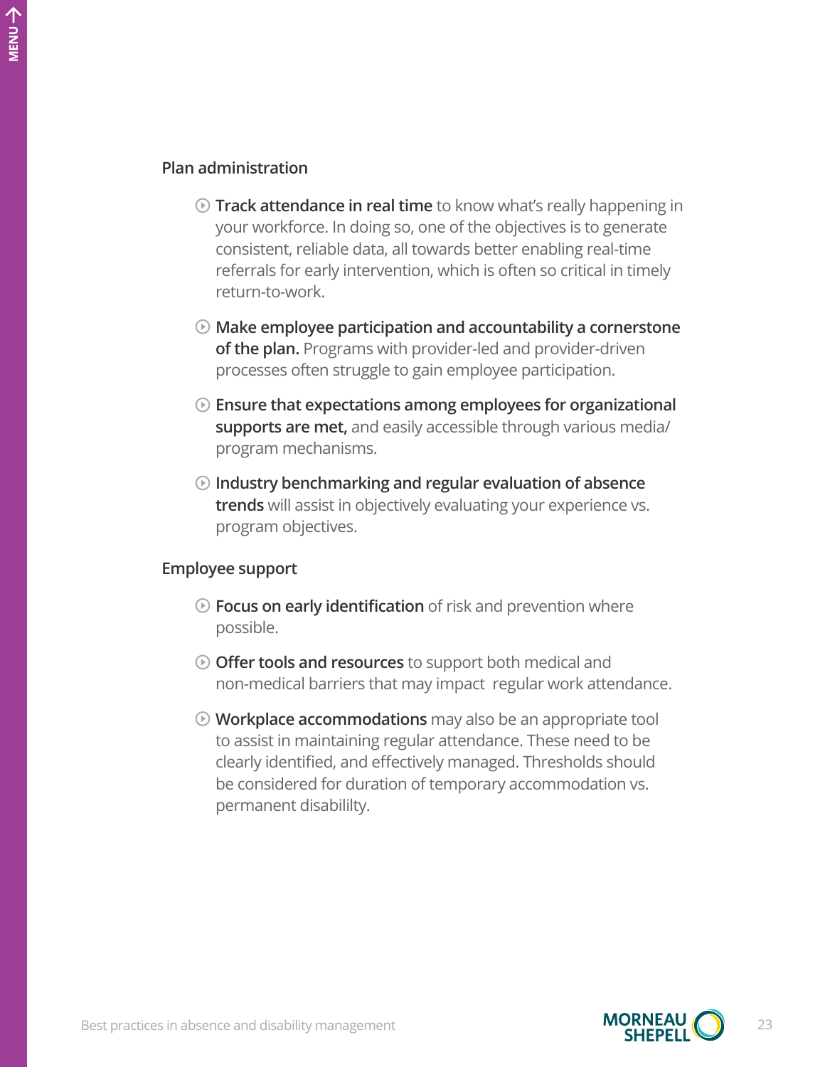## Plan administration

- **Track attendance in real time** to know what's really happening in your workforce. In doing so, one of the objectives is to generate consistent, reliable data, all towards better enabling real-time referrals for early intervention, which is often so critical in timely return-to-work.
- **Make employee participation and accountability a cornerstone of the plan.** Programs with provider-led and provider-driven processes often struggle to gain employee participation.
- **Ensure that expectations among employees for organizational supports are met,** and easily accessible through various media/ program mechanisms.
- **Industry benchmarking and regular evaluation of absence trends** will assist in objectively evaluating your experience vs. program objectives.

## Employee support

- **Focus on early identification** of risk and prevention where possible.
- **Offer tools and resources** to support both medical and non-medical barriers that may impact regular work attendance.
- **Workplace accommodations** may also be an appropriate tool to assist in maintaining regular attendance. These need to be clearly identified, and effectively managed. Thresholds should be considered for duration of temporary accommodation vs. permanent disabililty.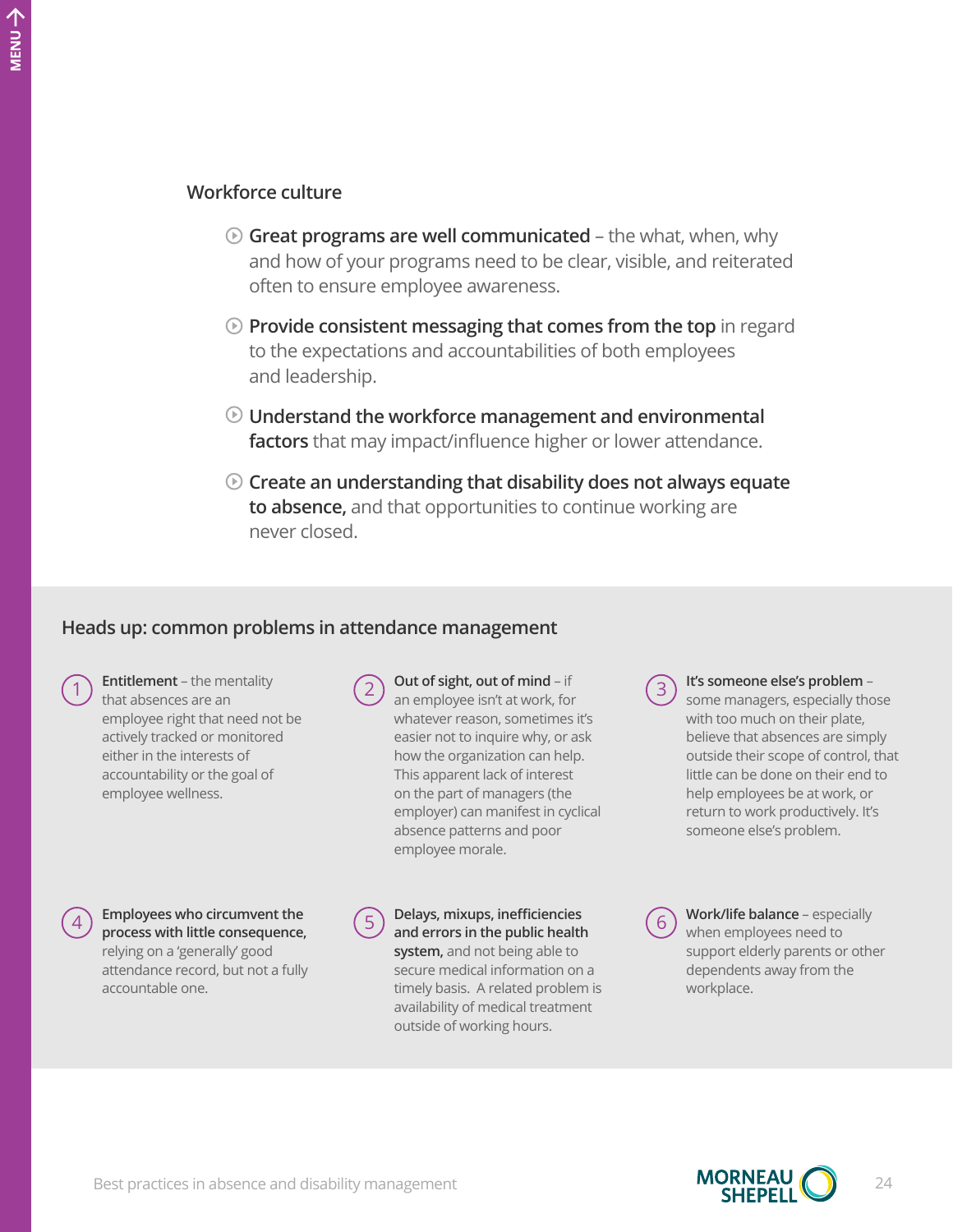### Workforce culture

- **Great programs are well communicated** – the what, when, why and how of your programs need to be clear, visible, and reiterated often to ensure employee awareness.
- **Provide consistent messaging that comes from the top** in regard to the expectations and accountabilities of both employees and leadership.
- **Understand the workforce management and environmental factors** that may impact/influence higher or lower attendance.
- **Create an understanding that disability does not always equate to absence,** and that opportunities to continue working are never closed.

## Heads up: common problems in attendance management

1. **Entitlement** – the mentality that absences are an employee right that need not be actively tracked or monitored either in the interests of accountability or the goal of employee wellness.

2. **Out of sight, out of mind** – if an employee isn't at work, for whatever reason, sometimes it's easier not to inquire why, or ask how the organization can help. This apparent lack of interest on the part of managers (the employer) can manifest in cyclical absence patterns and poor employee morale.

3. **It's someone else's problem** – some managers, especially those with too much on their plate, believe that absences are simply outside their scope of control, that little can be done on their end to help employees be at work, or return to work productively. It's someone else's problem.

4. **Employees who circumvent the process with little consequence,** relying on a 'generally' good attendance record, but not a fully accountable one.

5. **Delays, mixups, inefficiencies and errors in the public health system,** and not being able to secure medical information on a timely basis. A related problem is availability of medical treatment outside of working hours.

6. **Work/life balance** – especially when employees need to support elderly parents or other dependents away from the workplace.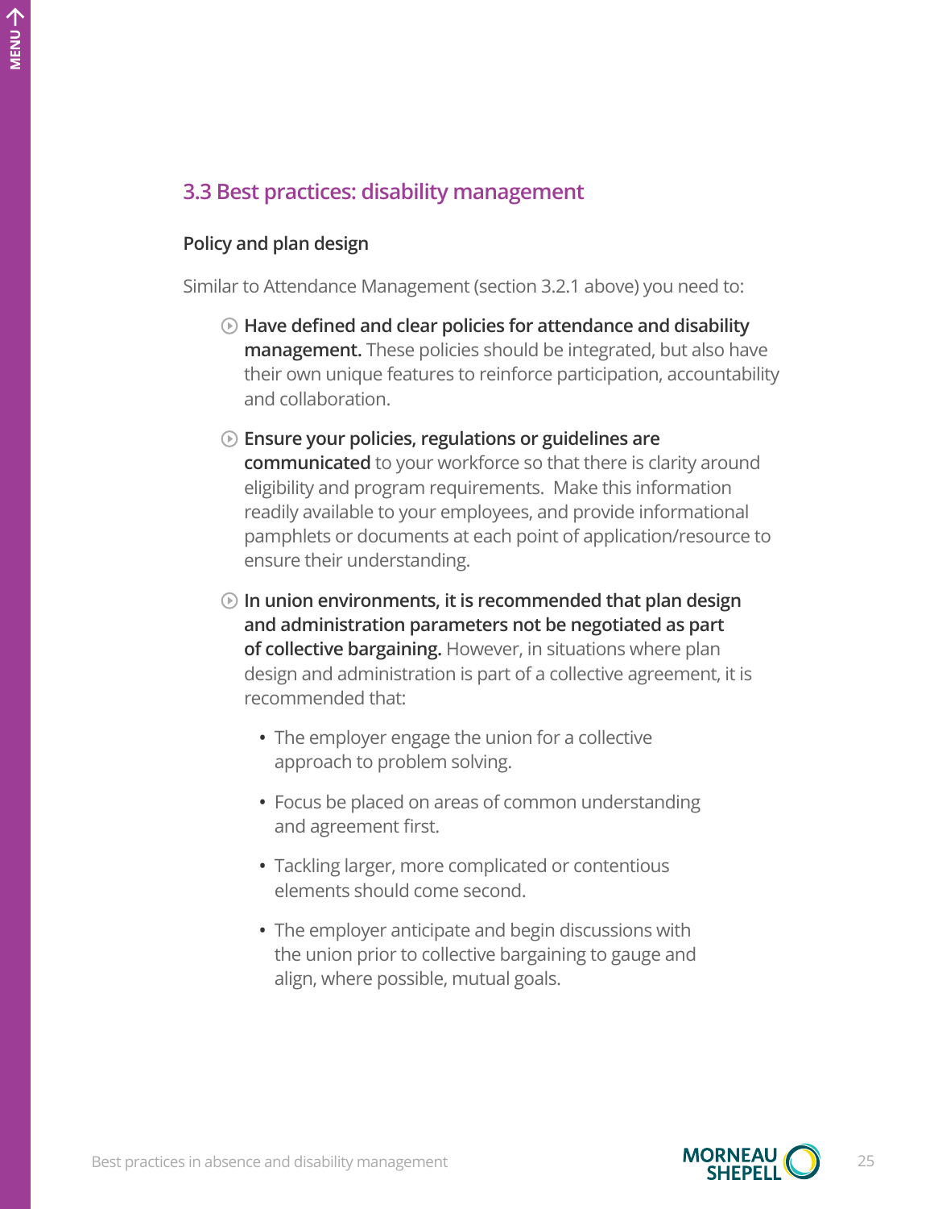## 3.3 Best practices: disability management

### Policy and plan design

Similar to Attendance Management (section 3.2.1 above) you need to:

- **Have defined and clear policies for attendance and disability management.** These policies should be integrated, but also have their own unique features to reinforce participation, accountability and collaboration.
- **Ensure your policies, regulations or guidelines are communicated** to your workforce so that there is clarity around eligibility and program requirements. Make this information readily available to your employees, and provide informational pamphlets or documents at each point of application/resource to ensure their understanding.
- **In union environments, it is recommended that plan design and administration parameters not be negotiated as part of collective bargaining.** However, in situations where plan design and administration is part of a collective agreement, it is recommended that:
  - The employer engage the union for a collective approach to problem solving.
  - Focus be placed on areas of common understanding and agreement first.
  - Tackling larger, more complicated or contentious elements should come second.
  - The employer anticipate and begin discussions with the union prior to collective bargaining to gauge and align, where possible, mutual goals.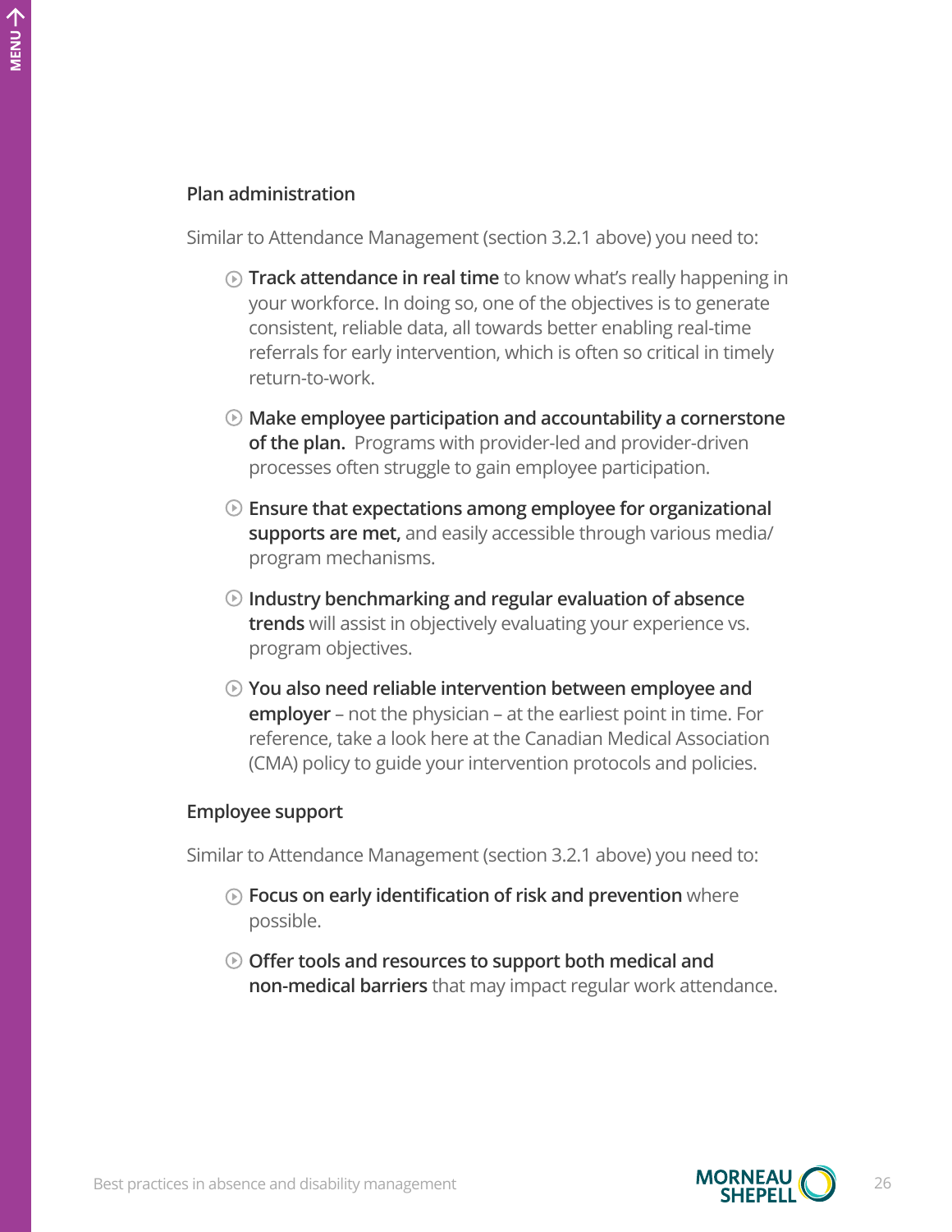### Plan administration

Similar to Attendance Management (section 3.2.1 above) you need to:

- **Track attendance in real time** to know what's really happening in your workforce. In doing so, one of the objectives is to generate consistent, reliable data, all towards better enabling real-time referrals for early intervention, which is often so critical in timely return-to-work.
- **Make employee participation and accountability a cornerstone of the plan.** Programs with provider-led and provider-driven processes often struggle to gain employee participation.
- **Ensure that expectations among employee for organizational supports are met,** and easily accessible through various media/program mechanisms.
- **Industry benchmarking and regular evaluation of absence trends** will assist in objectively evaluating your experience vs. program objectives.
- **You also need reliable intervention between employee and employer** – not the physician – at the earliest point in time. For reference, take a look here at the Canadian Medical Association (CMA) policy to guide your intervention protocols and policies.

### Employee support

Similar to Attendance Management (section 3.2.1 above) you need to:

- **Focus on early identification of risk and prevention** where possible.
- **Offer tools and resources to support both medical and non-medical barriers** that may impact regular work attendance.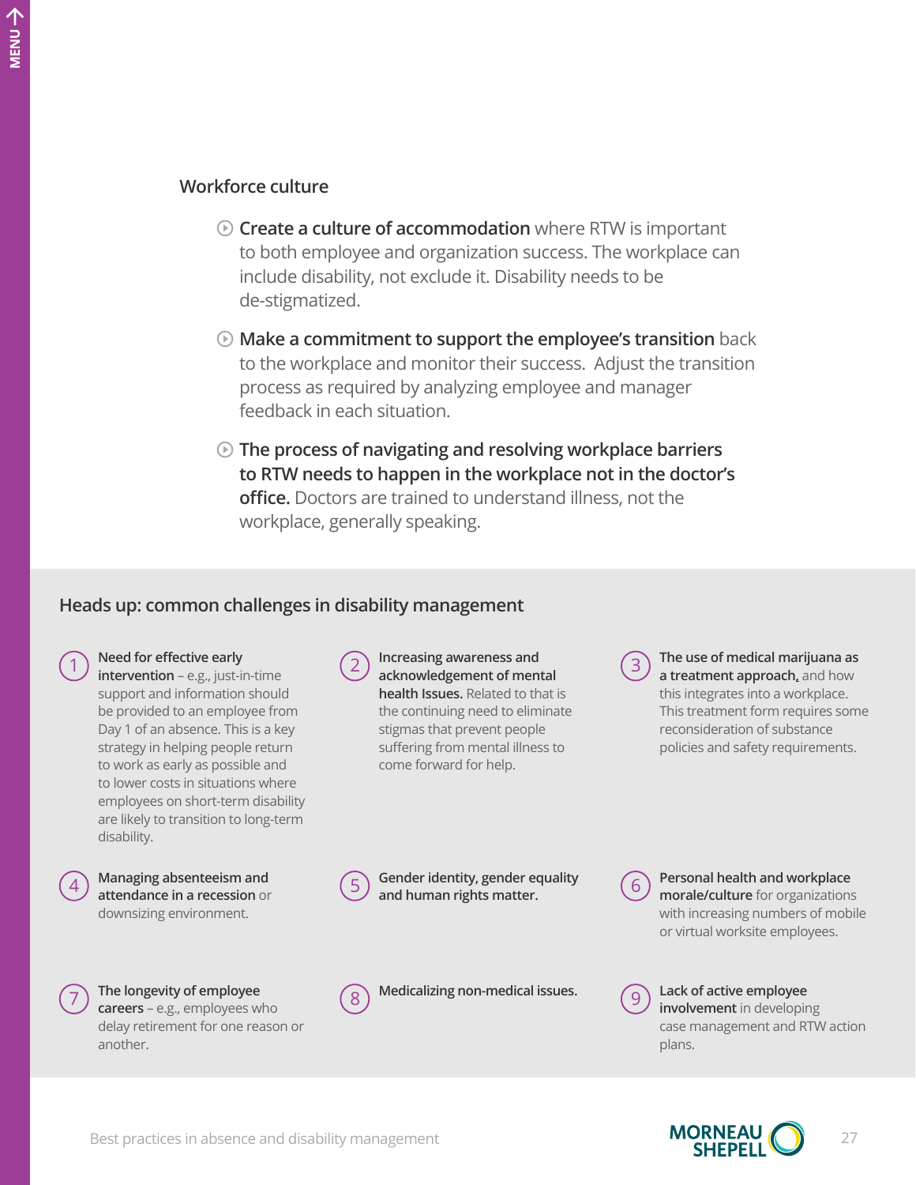## Workforce culture

- **Create a culture of accommodation** where RTW is important to both employee and organization success. The workplace can include disability, not exclude it. Disability needs to be de-stigmatized.
- **Make a commitment to support the employee's transition** back to the workplace and monitor their success. Adjust the transition process as required by analyzing employee and manager feedback in each situation.
- **The process of navigating and resolving workplace barriers to RTW needs to happen in the workplace not in the doctor's office.** Doctors are trained to understand illness, not the workplace, generally speaking.

## Heads up: common challenges in disability management

1. **Need for effective early intervention** – e.g., just-in-time support and information should be provided to an employee from Day 1 of an absence. This is a key strategy in helping people return to work as early as possible and to lower costs in situations where employees on short-term disability are likely to transition to long-term disability.
2. **Increasing awareness and acknowledgement of mental health Issues.** Related to that is the continuing need to eliminate stigmas that prevent people suffering from mental illness to come forward for help.
3. **The use of medical marijuana as a treatment approach,** and how this integrates into a workplace. This treatment form requires some reconsideration of substance policies and safety requirements.
4. **Managing absenteeism and attendance in a recession** or downsizing environment.
5. **Gender identity, gender equality and human rights matter.**
6. **Personal health and workplace morale/culture** for organizations with increasing numbers of mobile or virtual worksite employees.
7. **The longevity of employee careers** – e.g., employees who delay retirement for one reason or another.
8. **Medicalizing non-medical issues.**
9. **Lack of active employee involvement** in developing case management and RTW action plans.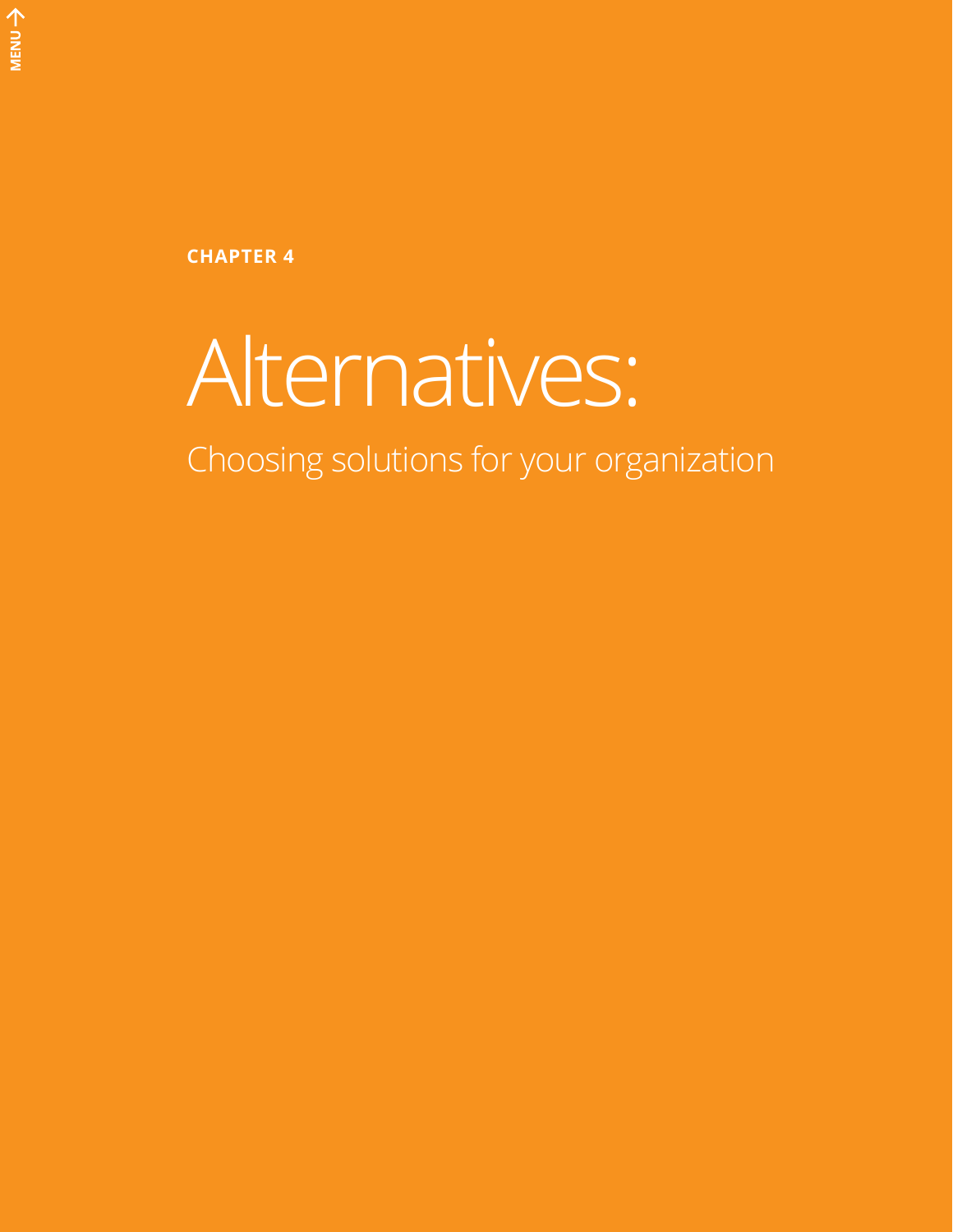**CHAPTER 4**

# Alternatives:

## Choosing solutions for your organization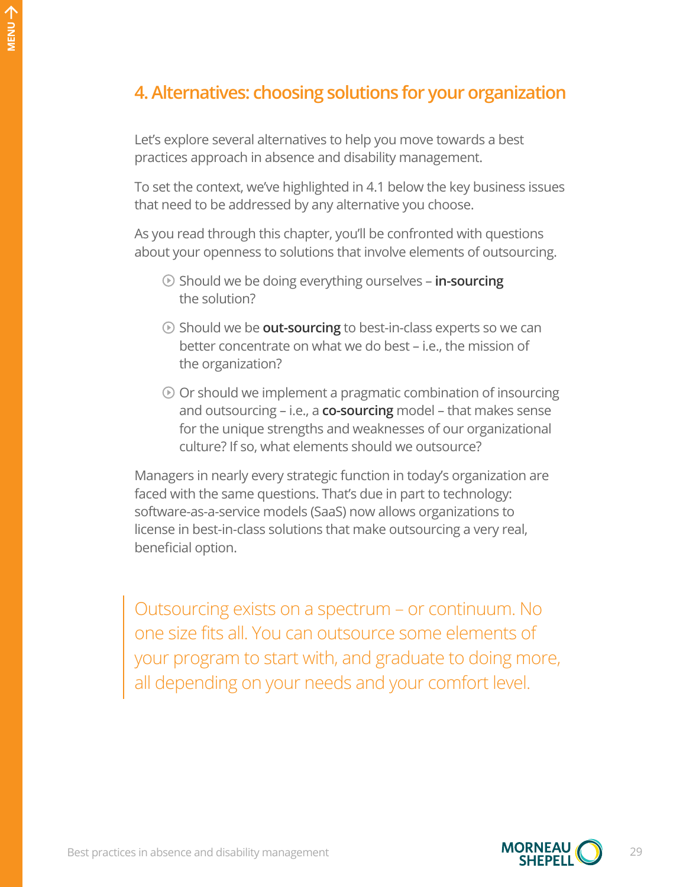## 4. Alternatives: choosing solutions for your organization

Let's explore several alternatives to help you move towards a best practices approach in absence and disability management.

To set the context, we've highlighted in 4.1 below the key business issues that need to be addressed by any alternative you choose.

As you read through this chapter, you'll be confronted with questions about your openness to solutions that involve elements of outsourcing.

- Should we be doing everything ourselves – **in-sourcing** the solution?
- Should we be **out-sourcing** to best-in-class experts so we can better concentrate on what we do best – i.e., the mission of the organization?
- Or should we implement a pragmatic combination of insourcing and outsourcing – i.e., a **co-sourcing** model – that makes sense for the unique strengths and weaknesses of our organizational culture? If so, what elements should we outsource?

Managers in nearly every strategic function in today's organization are faced with the same questions. That's due in part to technology: software-as-a-service models (SaaS) now allows organizations to license in best-in-class solutions that make outsourcing a very real, beneficial option.

> Outsourcing exists on a spectrum – or continuum. No one size fits all. You can outsource some elements of your program to start with, and graduate to doing more, all depending on your needs and your comfort level.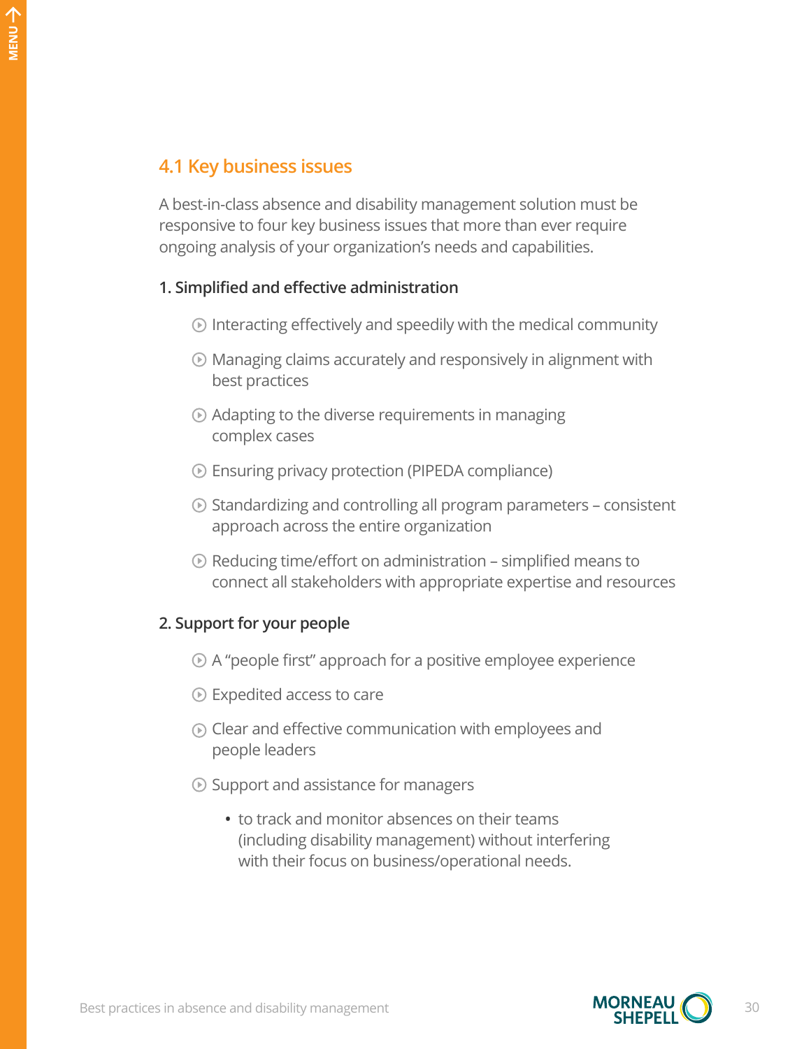## 4.1 Key business issues

A best-in-class absence and disability management solution must be responsive to four key business issues that more than ever require ongoing analysis of your organization's needs and capabilities.

### 1. Simplified and effective administration

- Interacting effectively and speedily with the medical community
- Managing claims accurately and responsively in alignment with best practices
- Adapting to the diverse requirements in managing complex cases
- Ensuring privacy protection (PIPEDA compliance)
- Standardizing and controlling all program parameters – consistent approach across the entire organization
- Reducing time/effort on administration – simplified means to connect all stakeholders with appropriate expertise and resources

### 2. Support for your people

- A "people first" approach for a positive employee experience
- Expedited access to care
- Clear and effective communication with employees and people leaders
- Support and assistance for managers
  - to track and monitor absences on their teams (including disability management) without interfering with their focus on business/operational needs.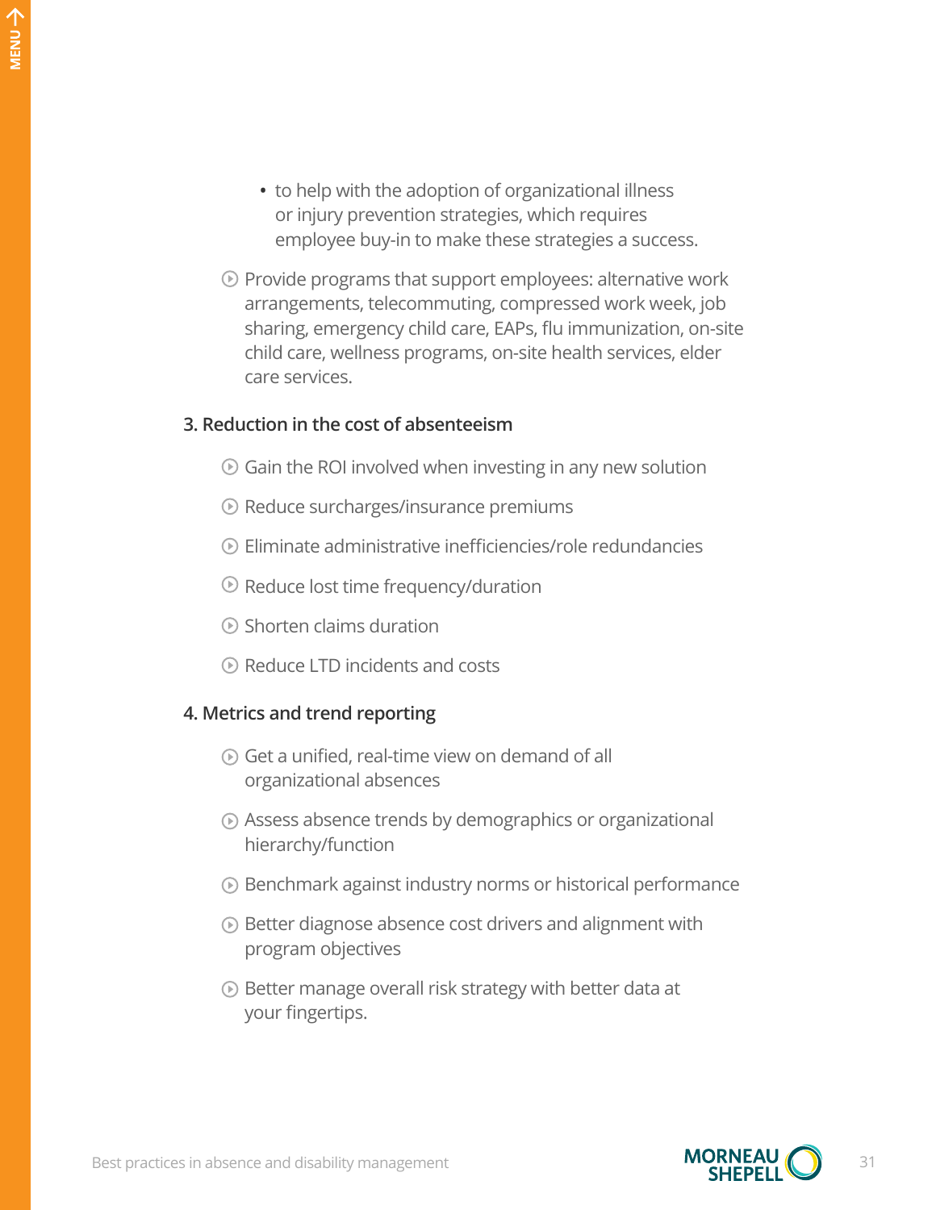- to help with the adoption of organizational illness or injury prevention strategies, which requires employee buy-in to make these strategies a success.

- Provide programs that support employees: alternative work arrangements, telecommuting, compressed work week, job sharing, emergency child care, EAPs, flu immunization, on-site child care, wellness programs, on-site health services, elder care services.

### 3. Reduction in the cost of absenteeism

- Gain the ROI involved when investing in any new solution
- Reduce surcharges/insurance premiums
- Eliminate administrative inefficiencies/role redundancies
- Reduce lost time frequency/duration
- Shorten claims duration
- Reduce LTD incidents and costs

### 4. Metrics and trend reporting

- Get a unified, real-time view on demand of all organizational absences
- Assess absence trends by demographics or organizational hierarchy/function
- Benchmark against industry norms or historical performance
- Better diagnose absence cost drivers and alignment with program objectives
- Better manage overall risk strategy with better data at your fingertips.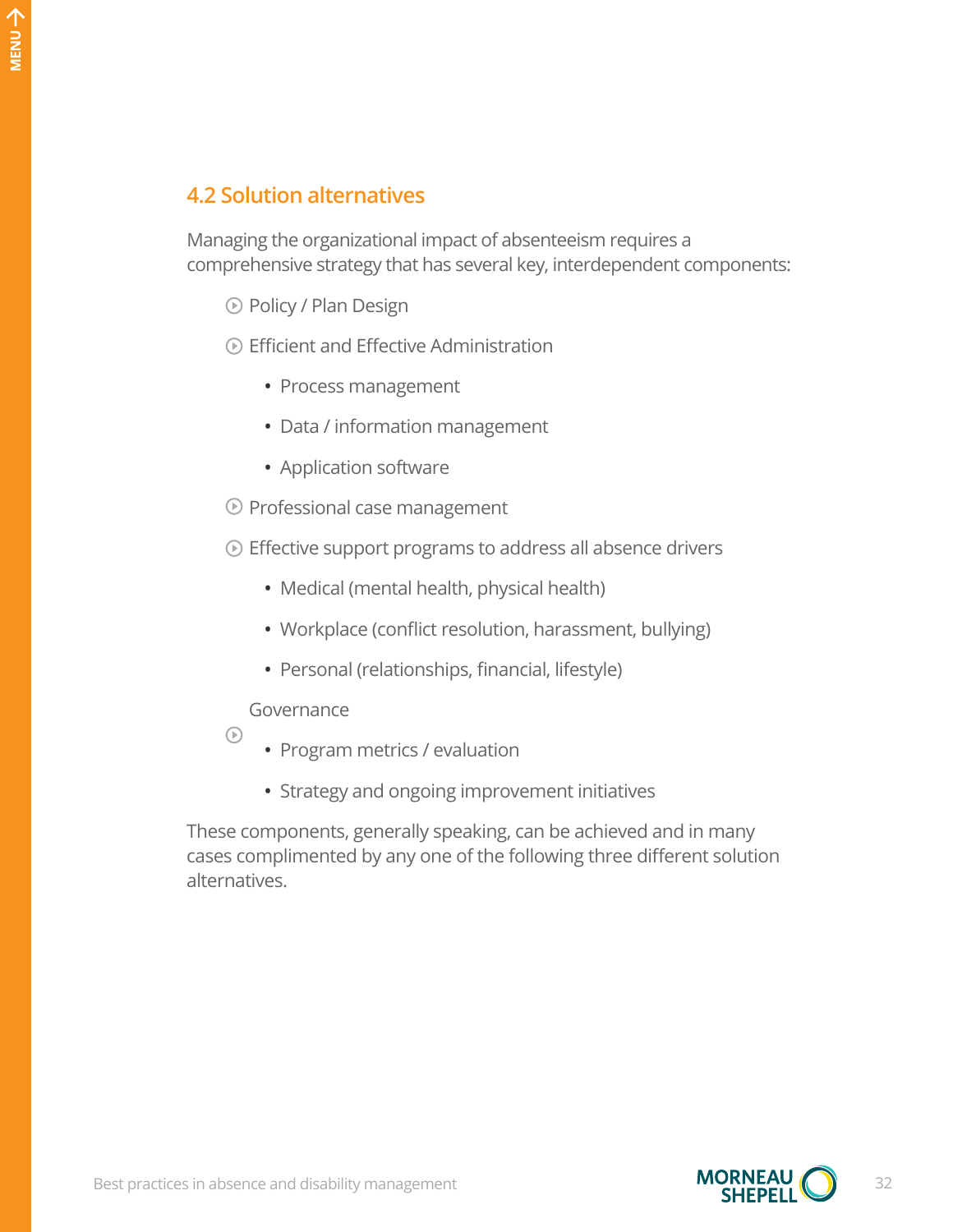## 4.2 Solution alternatives

Managing the organizational impact of absenteeism requires a comprehensive strategy that has several key, interdependent components:

- Policy / Plan Design
- Efficient and Effective Administration
  - Process management
  - Data / information management
  - Application software
- Professional case management
- Effective support programs to address all absence drivers
  - Medical (mental health, physical health)
  - Workplace (conflict resolution, harassment, bullying)
  - Personal (relationships, financial, lifestyle)
- Governance
  - Program metrics / evaluation
  - Strategy and ongoing improvement initiatives

These components, generally speaking, can be achieved and in many cases complimented by any one of the following three different solution alternatives.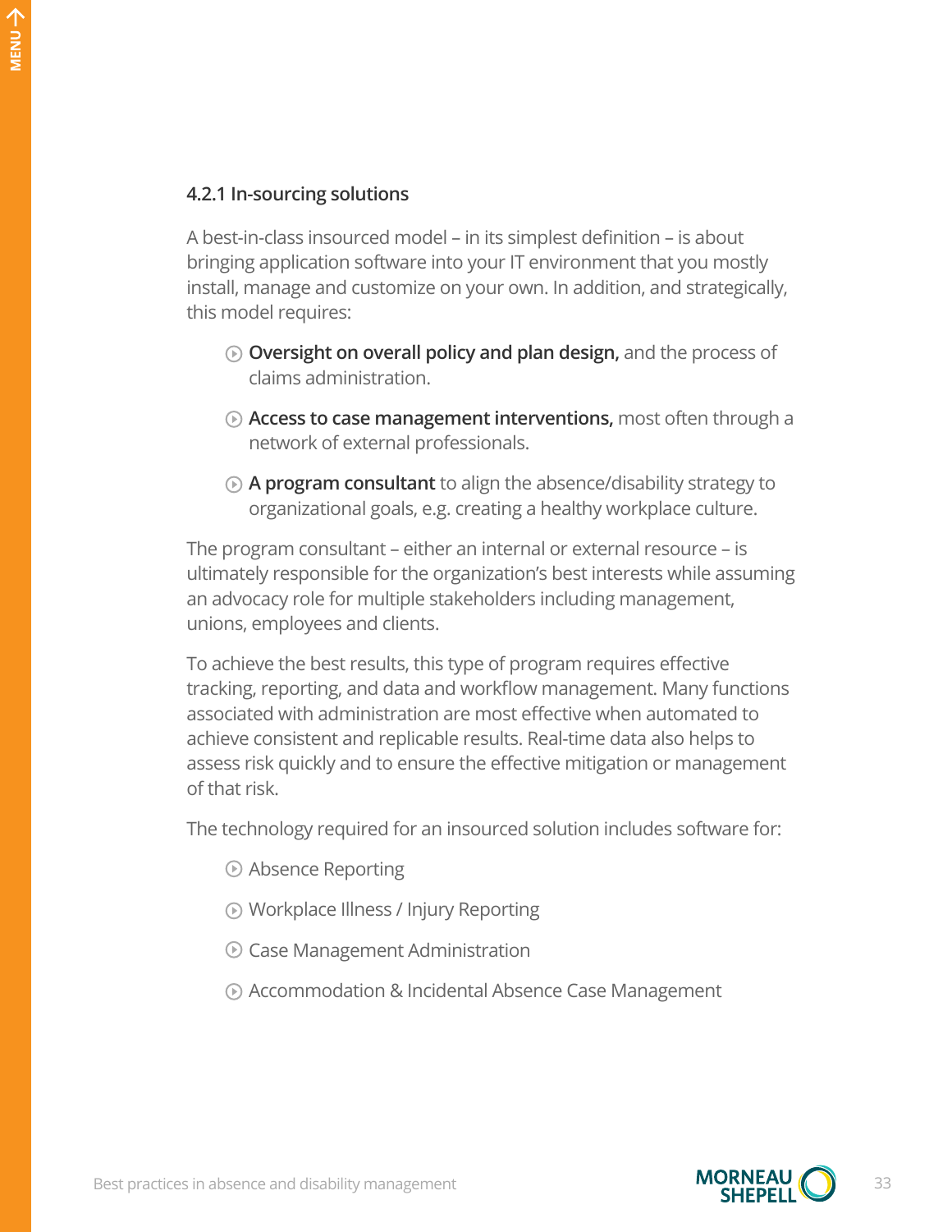### 4.2.1 In-sourcing solutions

A best-in-class insourced model – in its simplest definition – is about bringing application software into your IT environment that you mostly install, manage and customize on your own. In addition, and strategically, this model requires:

- **Oversight on overall policy and plan design,** and the process of claims administration.
- **Access to case management interventions,** most often through a network of external professionals.
- **A program consultant** to align the absence/disability strategy to organizational goals, e.g. creating a healthy workplace culture.

The program consultant – either an internal or external resource – is ultimately responsible for the organization's best interests while assuming an advocacy role for multiple stakeholders including management, unions, employees and clients.

To achieve the best results, this type of program requires effective tracking, reporting, and data and workflow management. Many functions associated with administration are most effective when automated to achieve consistent and replicable results. Real-time data also helps to assess risk quickly and to ensure the effective mitigation or management of that risk.

The technology required for an insourced solution includes software for:

- Absence Reporting
- Workplace Illness / Injury Reporting
- Case Management Administration
- Accommodation & Incidental Absence Case Management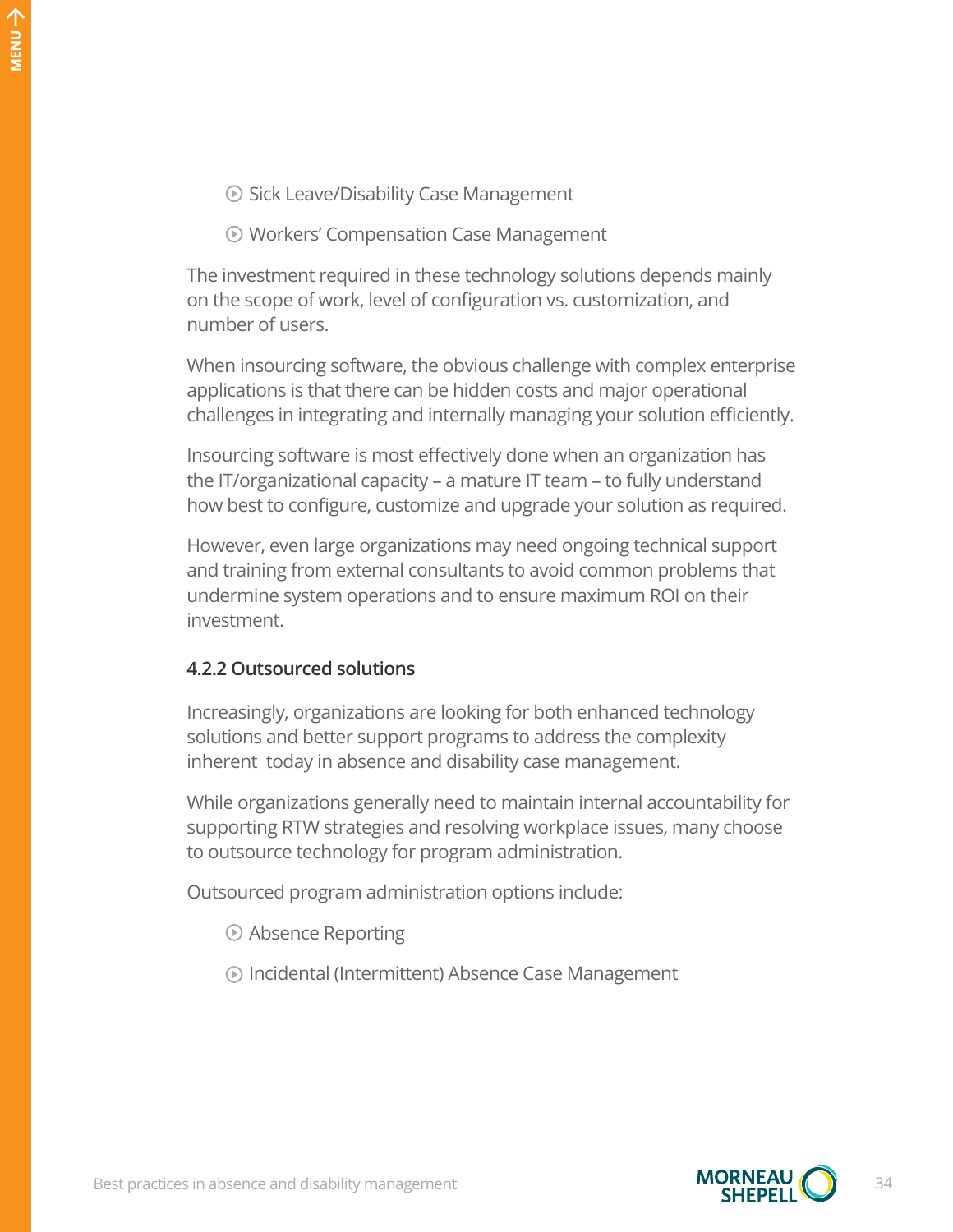- Sick Leave/Disability Case Management
- Workers' Compensation Case Management

The investment required in these technology solutions depends mainly on the scope of work, level of configuration vs. customization, and number of users.

When insourcing software, the obvious challenge with complex enterprise applications is that there can be hidden costs and major operational challenges in integrating and internally managing your solution efficiently.

Insourcing software is most effectively done when an organization has the IT/organizational capacity – a mature IT team – to fully understand how best to configure, customize and upgrade your solution as required.

However, even large organizations may need ongoing technical support and training from external consultants to avoid common problems that undermine system operations and to ensure maximum ROI on their investment.

### 4.2.2 Outsourced solutions

Increasingly, organizations are looking for both enhanced technology solutions and better support programs to address the complexity inherent today in absence and disability case management.

While organizations generally need to maintain internal accountability for supporting RTW strategies and resolving workplace issues, many choose to outsource technology for program administration.

Outsourced program administration options include:

- Absence Reporting
- Incidental (Intermittent) Absence Case Management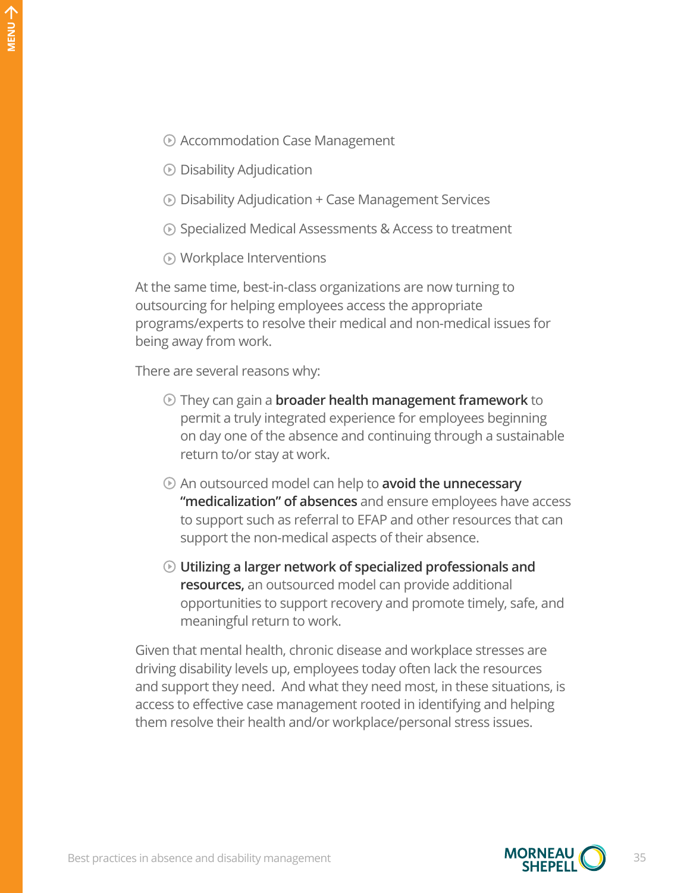- Accommodation Case Management
- Disability Adjudication
- Disability Adjudication + Case Management Services
- Specialized Medical Assessments & Access to treatment
- Workplace Interventions

At the same time, best-in-class organizations are now turning to outsourcing for helping employees access the appropriate programs/experts to resolve their medical and non-medical issues for being away from work.

There are several reasons why:

- They can gain a **broader health management framework** to permit a truly integrated experience for employees beginning on day one of the absence and continuing through a sustainable return to/or stay at work.
- An outsourced model can help to **avoid the unnecessary "medicalization" of absences** and ensure employees have access to support such as referral to EFAP and other resources that can support the non-medical aspects of their absence.
- **Utilizing a larger network of specialized professionals and resources,** an outsourced model can provide additional opportunities to support recovery and promote timely, safe, and meaningful return to work.

Given that mental health, chronic disease and workplace stresses are driving disability levels up, employees today often lack the resources and support they need. And what they need most, in these situations, is access to effective case management rooted in identifying and helping them resolve their health and/or workplace/personal stress issues.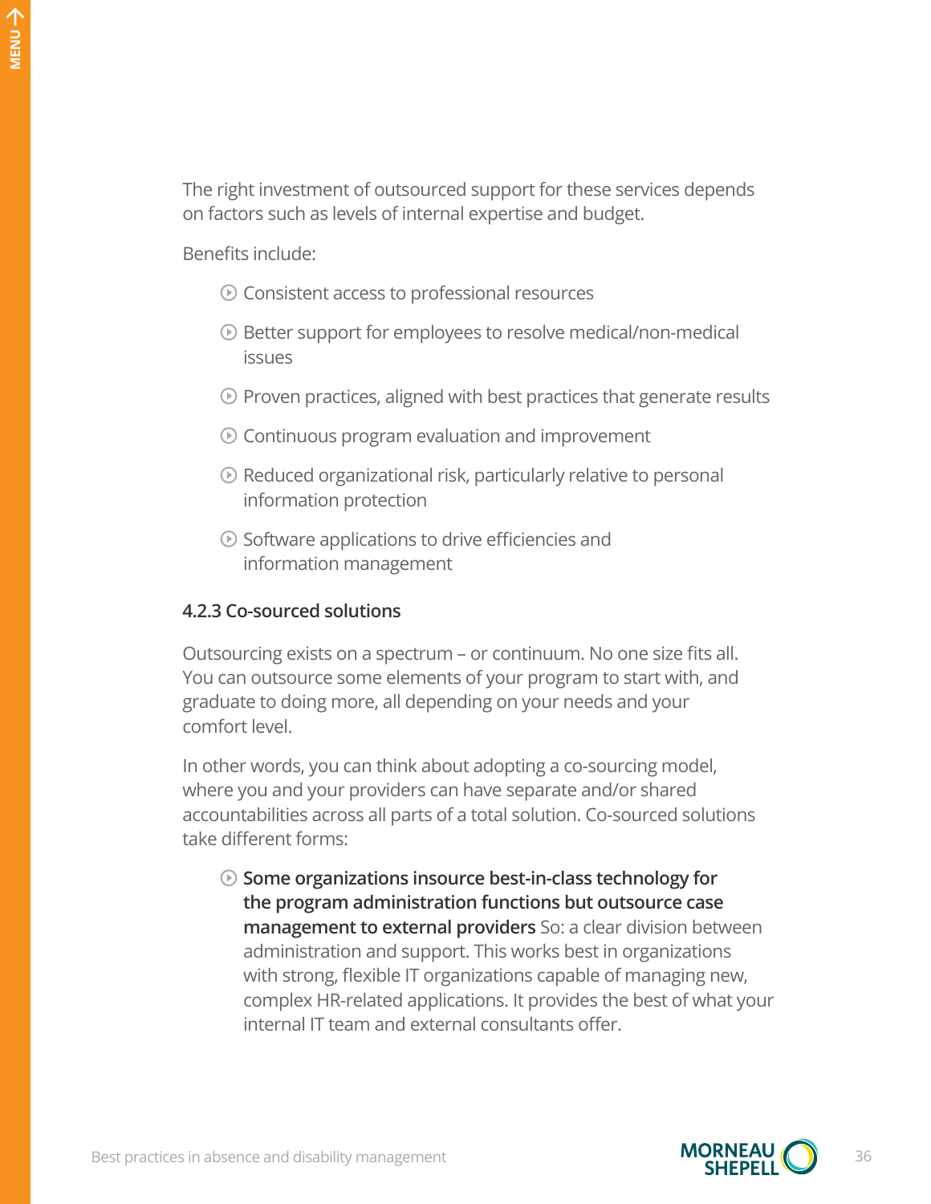The right investment of outsourced support for these services depends on factors such as levels of internal expertise and budget.

Benefits include:

- Consistent access to professional resources
- Better support for employees to resolve medical/non-medical issues
- Proven practices, aligned with best practices that generate results
- Continuous program evaluation and improvement
- Reduced organizational risk, particularly relative to personal information protection
- Software applications to drive efficiencies and information management

### 4.2.3 Co-sourced solutions

Outsourcing exists on a spectrum – or continuum. No one size fits all. You can outsource some elements of your program to start with, and graduate to doing more, all depending on your needs and your comfort level.

In other words, you can think about adopting a co-sourcing model, where you and your providers can have separate and/or shared accountabilities across all parts of a total solution. Co-sourced solutions take different forms:

- **Some organizations insource best-in-class technology for the program administration functions but outsource case management to external providers** So: a clear division between administration and support. This works best in organizations with strong, flexible IT organizations capable of managing new, complex HR-related applications. It provides the best of what your internal IT team and external consultants offer.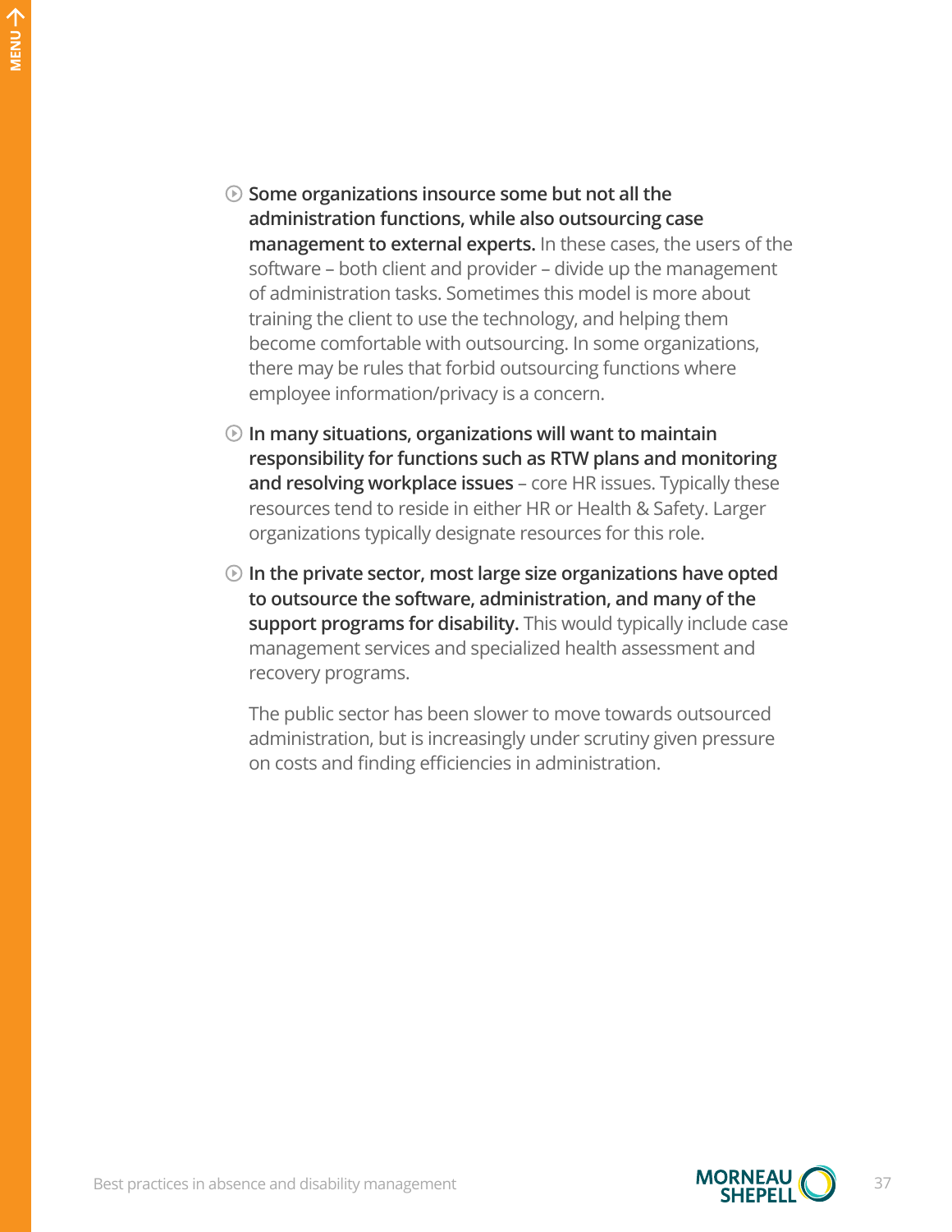- **Some organizations insource some but not all the administration functions, while also outsourcing case management to external experts.** In these cases, the users of the software – both client and provider – divide up the management of administration tasks. Sometimes this model is more about training the client to use the technology, and helping them become comfortable with outsourcing. In some organizations, there may be rules that forbid outsourcing functions where employee information/privacy is a concern.

- **In many situations, organizations will want to maintain responsibility for functions such as RTW plans and monitoring and resolving workplace issues** – core HR issues. Typically these resources tend to reside in either HR or Health & Safety. Larger organizations typically designate resources for this role.

- **In the private sector, most large size organizations have opted to outsource the software, administration, and many of the support programs for disability.** This would typically include case management services and specialized health assessment and recovery programs.

  The public sector has been slower to move towards outsourced administration, but is increasingly under scrutiny given pressure on costs and finding efficiencies in administration.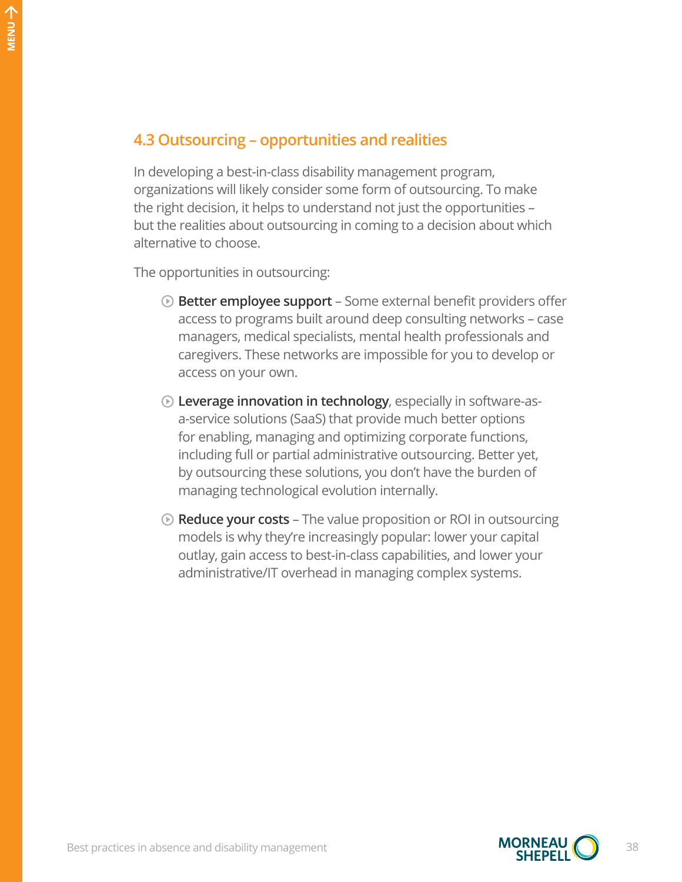## 4.3 Outsourcing – opportunities and realities

In developing a best-in-class disability management program, organizations will likely consider some form of outsourcing. To make the right decision, it helps to understand not just the opportunities – but the realities about outsourcing in coming to a decision about which alternative to choose.

The opportunities in outsourcing:

- **Better employee support** – Some external benefit providers offer access to programs built around deep consulting networks – case managers, medical specialists, mental health professionals and caregivers. These networks are impossible for you to develop or access on your own.
- **Leverage innovation in technology**, especially in software-as-a-service solutions (SaaS) that provide much better options for enabling, managing and optimizing corporate functions, including full or partial administrative outsourcing. Better yet, by outsourcing these solutions, you don't have the burden of managing technological evolution internally.
- **Reduce your costs** – The value proposition or ROI in outsourcing models is why they're increasingly popular: lower your capital outlay, gain access to best-in-class capabilities, and lower your administrative/IT overhead in managing complex systems.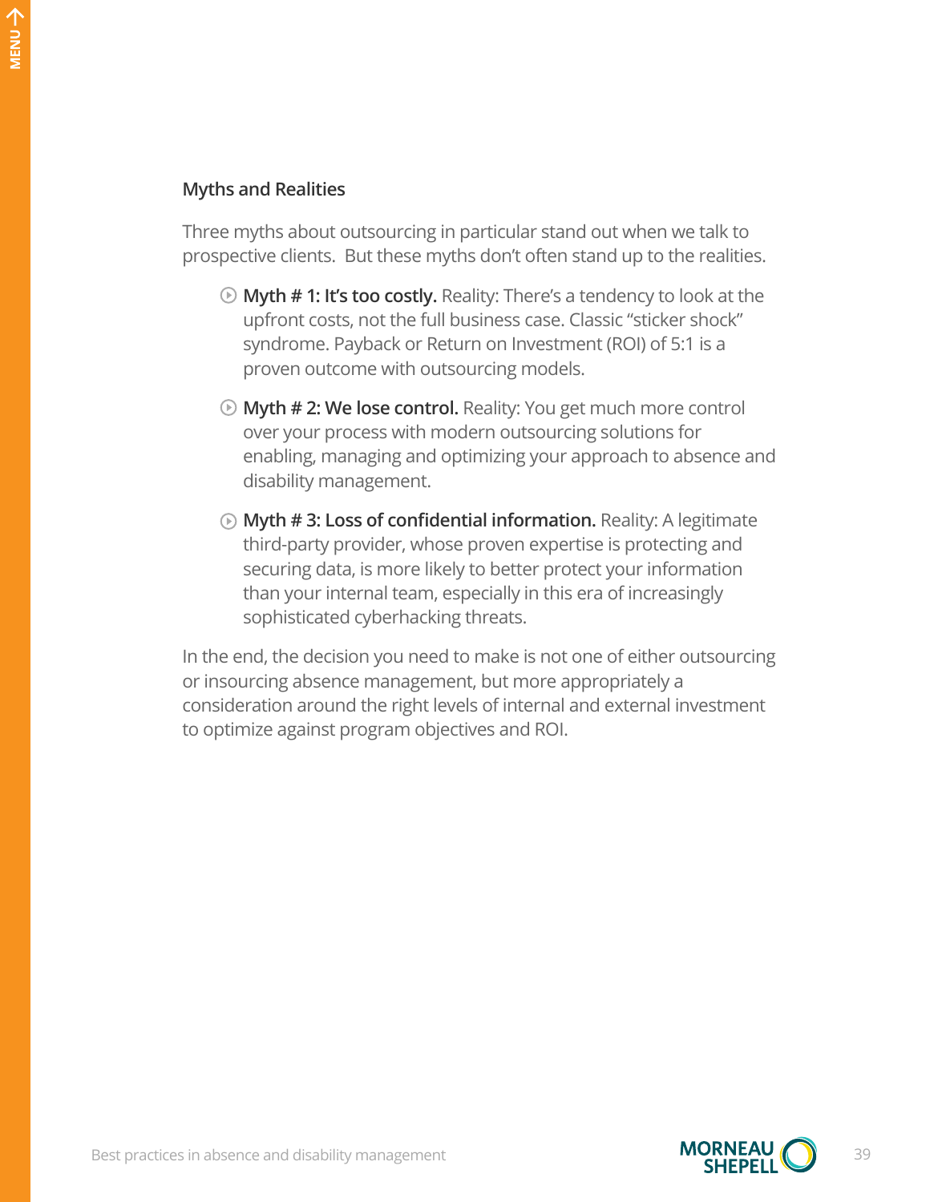### Myths and Realities

Three myths about outsourcing in particular stand out when we talk to prospective clients. But these myths don't often stand up to the realities.

- **Myth # 1: It's too costly.** Reality: There's a tendency to look at the upfront costs, not the full business case. Classic "sticker shock" syndrome. Payback or Return on Investment (ROI) of 5:1 is a proven outcome with outsourcing models.
- **Myth # 2: We lose control.** Reality: You get much more control over your process with modern outsourcing solutions for enabling, managing and optimizing your approach to absence and disability management.
- **Myth # 3: Loss of confidential information.** Reality: A legitimate third-party provider, whose proven expertise is protecting and securing data, is more likely to better protect your information than your internal team, especially in this era of increasingly sophisticated cyberhacking threats.

In the end, the decision you need to make is not one of either outsourcing or insourcing absence management, but more appropriately a consideration around the right levels of internal and external investment to optimize against program objectives and ROI.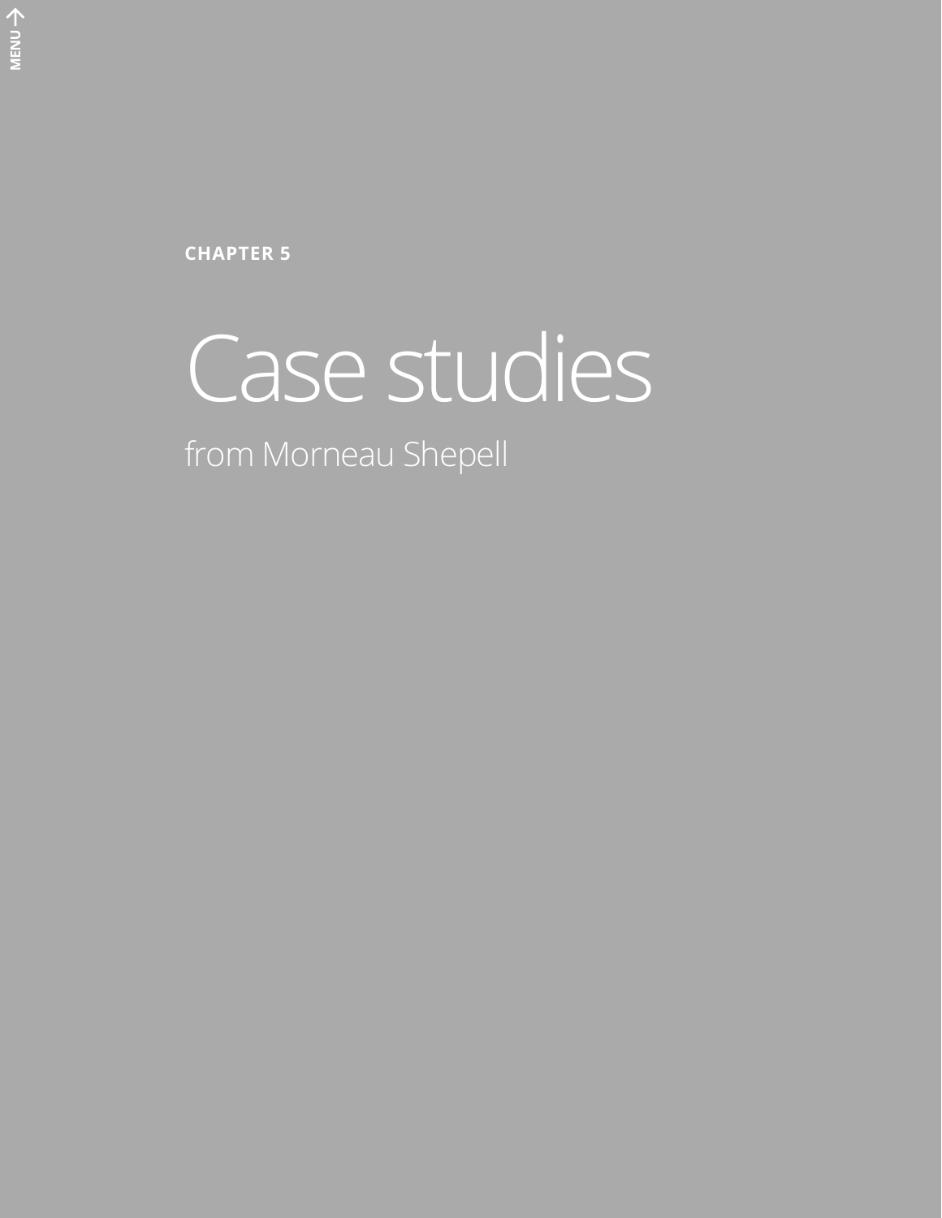**CHAPTER 5**

# Case studies

## from Morneau Shepell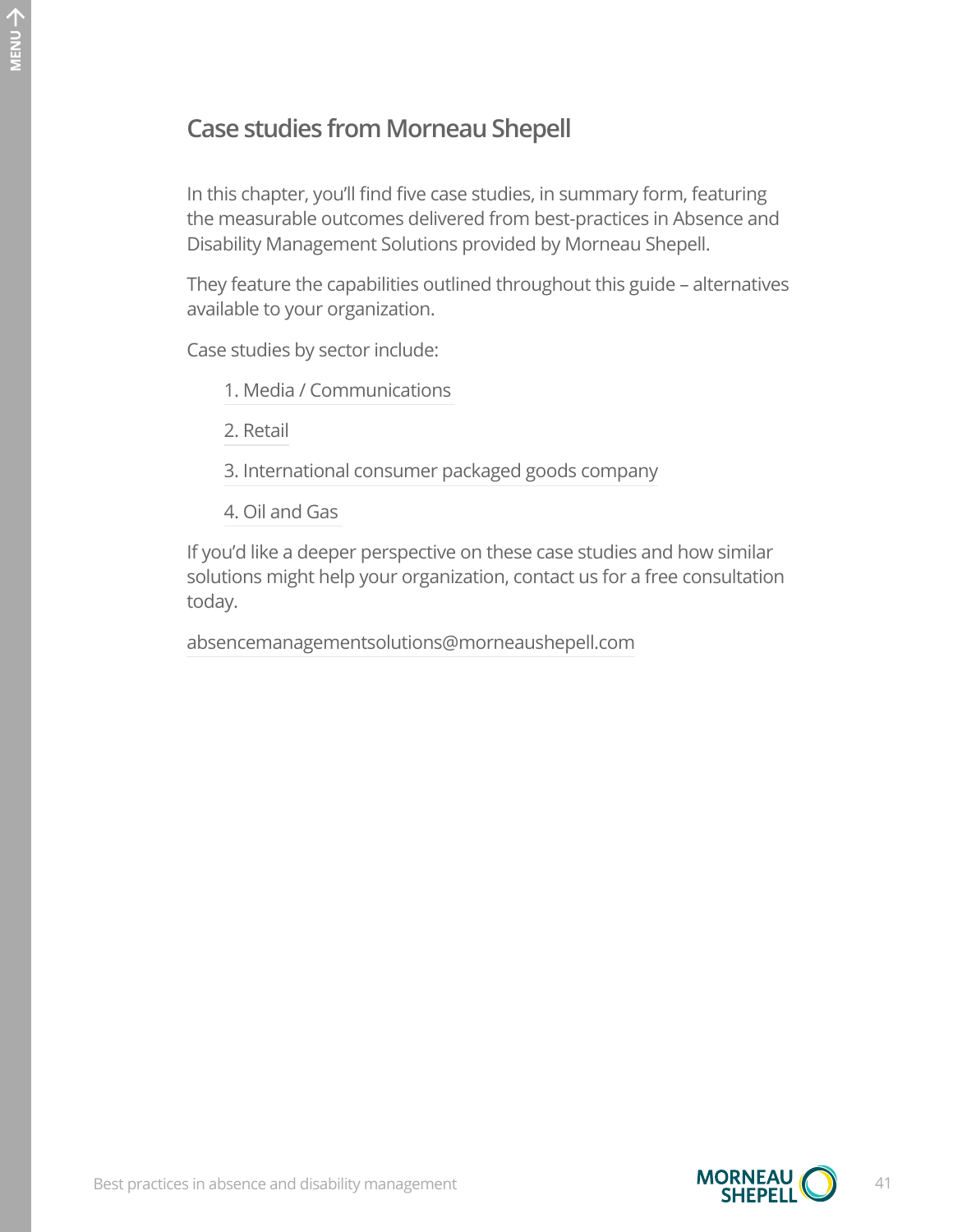## Case studies from Morneau Shepell

In this chapter, you'll find five case studies, in summary form, featuring the measurable outcomes delivered from best-practices in Absence and Disability Management Solutions provided by Morneau Shepell.

They feature the capabilities outlined throughout this guide – alternatives available to your organization.

Case studies by sector include:

1. Media / Communications
2. Retail
3. International consumer packaged goods company
4. Oil and Gas

If you'd like a deeper perspective on these case studies and how similar solutions might help your organization, contact us for a free consultation today.

absencemanagementsolutions@morneaushepell.com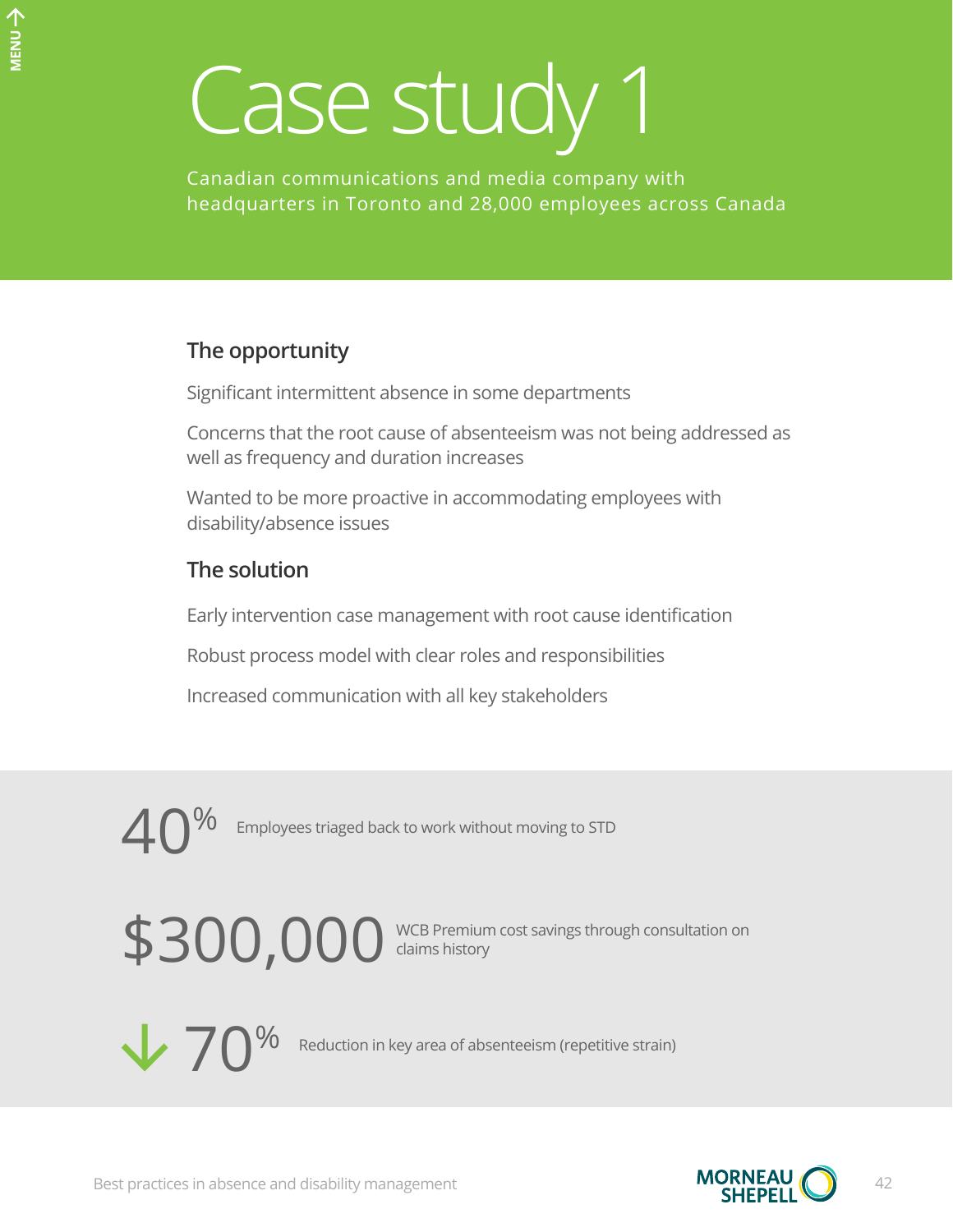# Case study 1

Canadian communications and media company with headquarters in Toronto and 28,000 employees across Canada

## The opportunity

Significant intermittent absence in some departments

Concerns that the root cause of absenteeism was not being addressed as well as frequency and duration increases

Wanted to be more proactive in accommodating employees with disability/absence issues

## The solution

Early intervention case management with root cause identification

Robust process model with clear roles and responsibilities

Increased communication with all key stakeholders

**40%** Employees triaged back to work without moving to STD

**$300,000** WCB Premium cost savings through consultation on claims history

**↓ 70%** Reduction in key area of absenteeism (repetitive strain)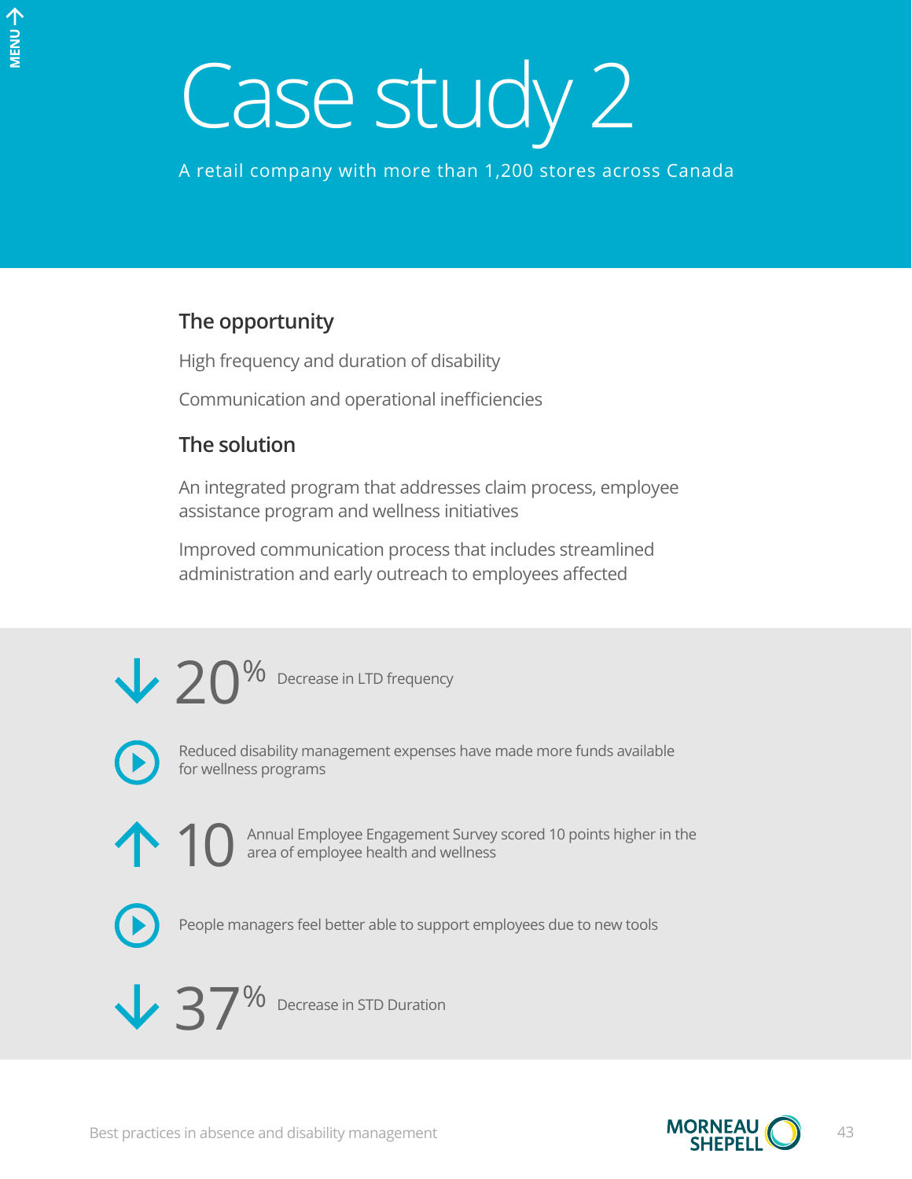# Case study 2

A retail company with more than 1,200 stores across Canada

## The opportunity

High frequency and duration of disability

Communication and operational inefficiencies

## The solution

An integrated program that addresses claim process, employee assistance program and wellness initiatives

Improved communication process that includes streamlined administration and early outreach to employees affected

↓ **20%** Decrease in LTD frequency

Reduced disability management expenses have made more funds available for wellness programs

↑ **10** Annual Employee Engagement Survey scored 10 points higher in the area of employee health and wellness

People managers feel better able to support employees due to new tools

↓ **37%** Decrease in STD Duration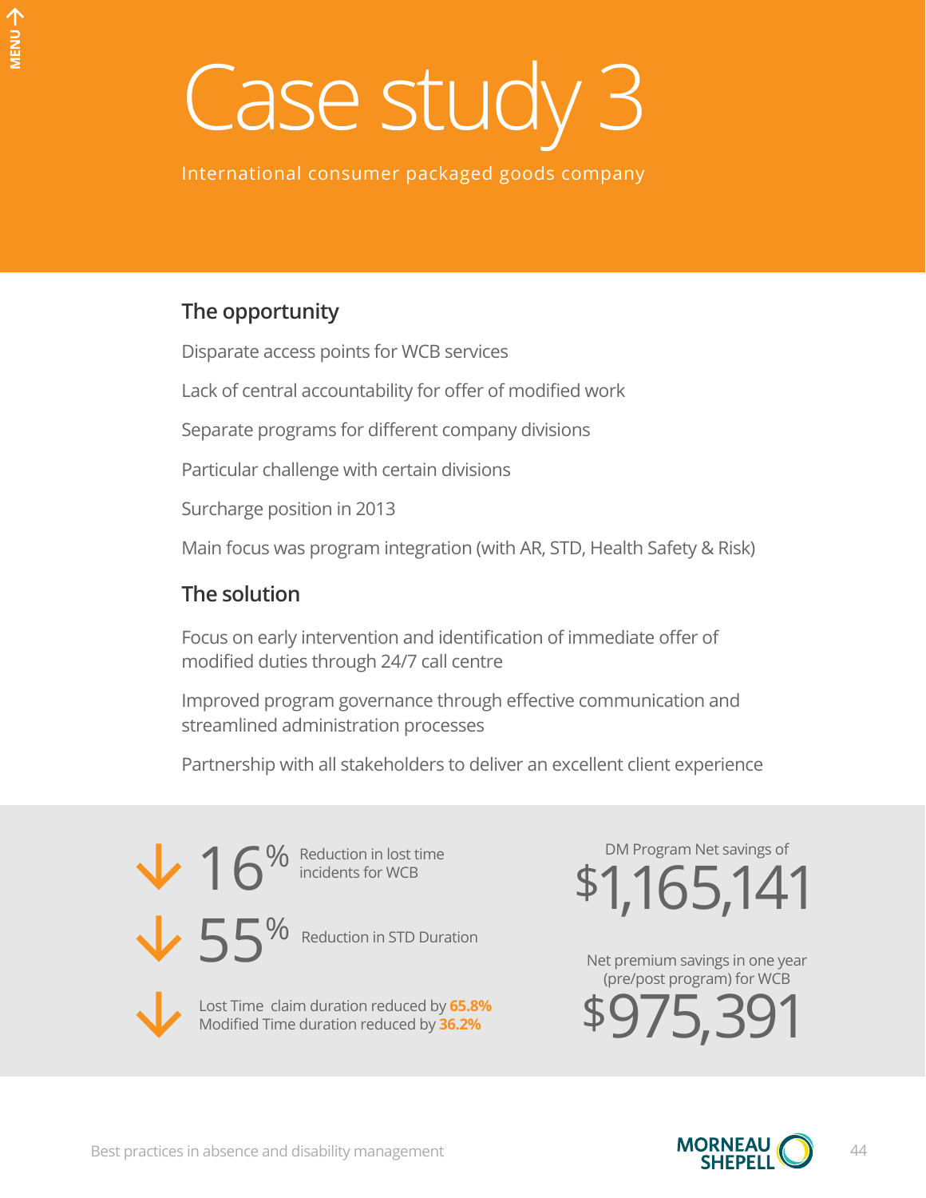# Case study 3

International consumer packaged goods company

## The opportunity

Disparate access points for WCB services

Lack of central accountability for offer of modified work

Separate programs for different company divisions

Particular challenge with certain divisions

Surcharge position in 2013

Main focus was program integration (with AR, STD, Health Safety & Risk)

## The solution

Focus on early intervention and identification of immediate offer of modified duties through 24/7 call centre

Improved program governance through effective communication and streamlined administration processes

Partnership with all stakeholders to deliver an excellent client experience

↓ **16%** Reduction in lost time incidents for WCB

↓ **55%** Reduction in STD Duration

↓ Lost Time claim duration reduced by **65.8%**
Modified Time duration reduced by **36.2%**

DM Program Net savings of
**$1,165,141**

Net premium savings in one year (pre/post program) for WCB
**$975,391**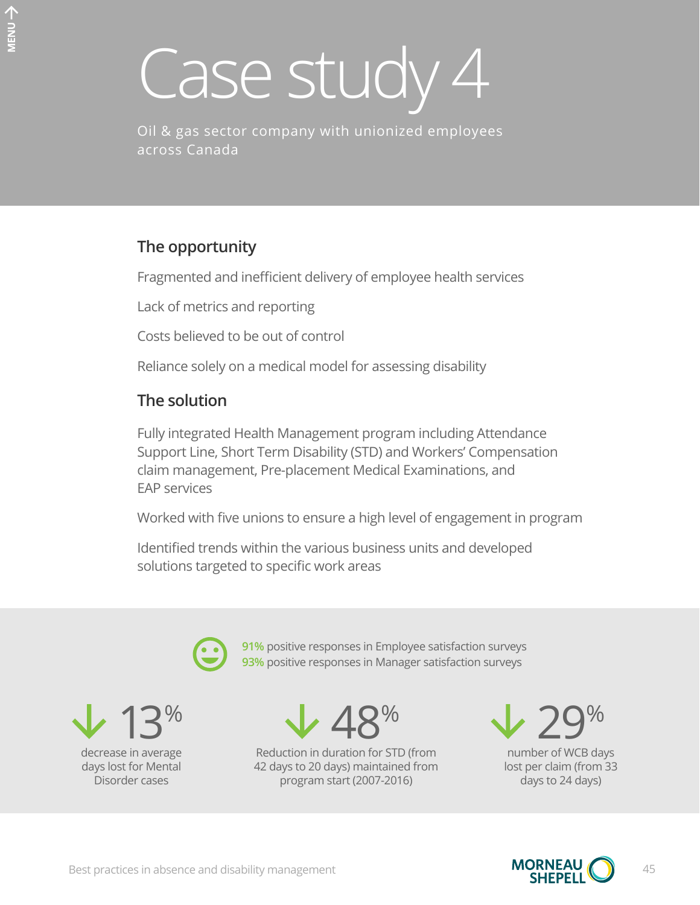# Case study 4

Oil & gas sector company with unionized employees across Canada

## The opportunity

Fragmented and inefficient delivery of employee health services

Lack of metrics and reporting

Costs believed to be out of control

Reliance solely on a medical model for assessing disability

## The solution

Fully integrated Health Management program including Attendance Support Line, Short Term Disability (STD) and Workers' Compensation claim management, Pre-placement Medical Examinations, and EAP services

Worked with five unions to ensure a high level of engagement in program

Identified trends within the various business units and developed solutions targeted to specific work areas

**91%** positive responses in Employee satisfaction surveys
**93%** positive responses in Manager satisfaction surveys

**↓ 13%** decrease in average days lost for Mental Disorder cases

**↓ 48%** Reduction in duration for STD (from 42 days to 20 days) maintained from program start (2007-2016)

**↓ 29%** number of WCB days lost per claim (from 33 days to 24 days)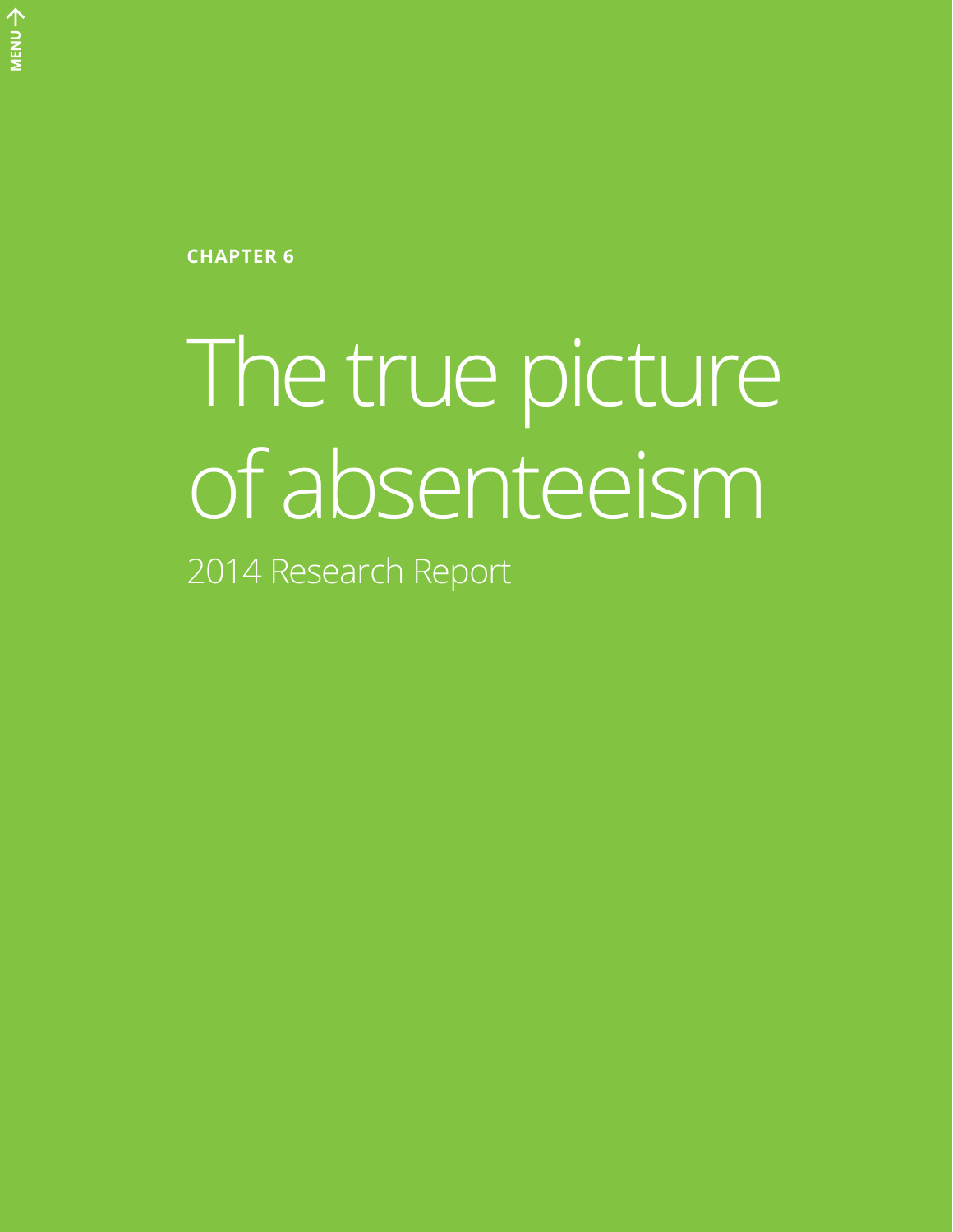**CHAPTER 6**

# The true picture of absenteeism

2014 Research Report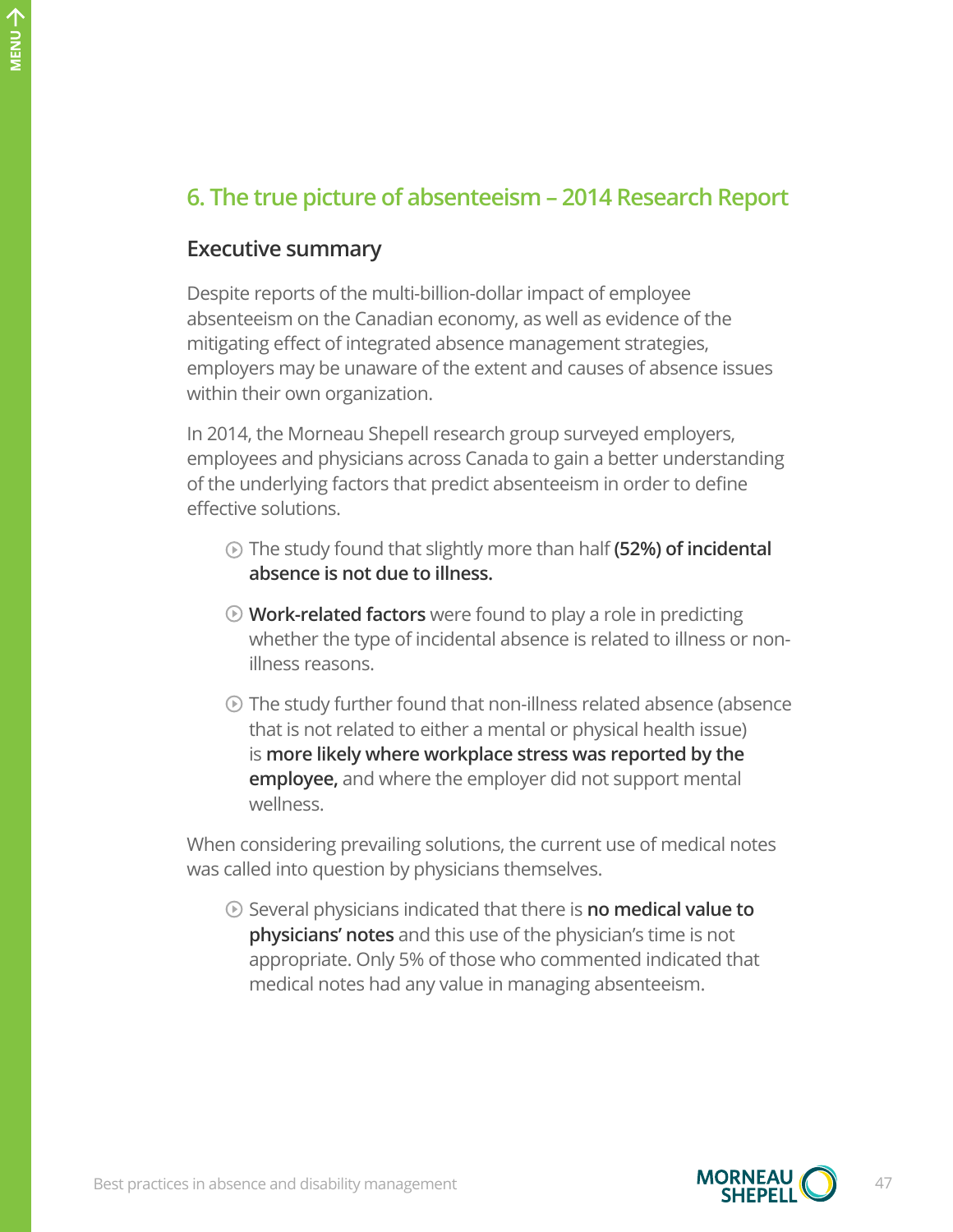## 6. The true picture of absenteeism – 2014 Research Report

### Executive summary

Despite reports of the multi-billion-dollar impact of employee absenteeism on the Canadian economy, as well as evidence of the mitigating effect of integrated absence management strategies, employers may be unaware of the extent and causes of absence issues within their own organization.

In 2014, the Morneau Shepell research group surveyed employers, employees and physicians across Canada to gain a better understanding of the underlying factors that predict absenteeism in order to define effective solutions.

- The study found that slightly more than half **(52%) of incidental absence is not due to illness.**
- **Work-related factors** were found to play a role in predicting whether the type of incidental absence is related to illness or non-illness reasons.
- The study further found that non-illness related absence (absence that is not related to either a mental or physical health issue) is **more likely where workplace stress was reported by the employee,** and where the employer did not support mental wellness.

When considering prevailing solutions, the current use of medical notes was called into question by physicians themselves.

- Several physicians indicated that there is **no medical value to physicians' notes** and this use of the physician's time is not appropriate. Only 5% of those who commented indicated that medical notes had any value in managing absenteeism.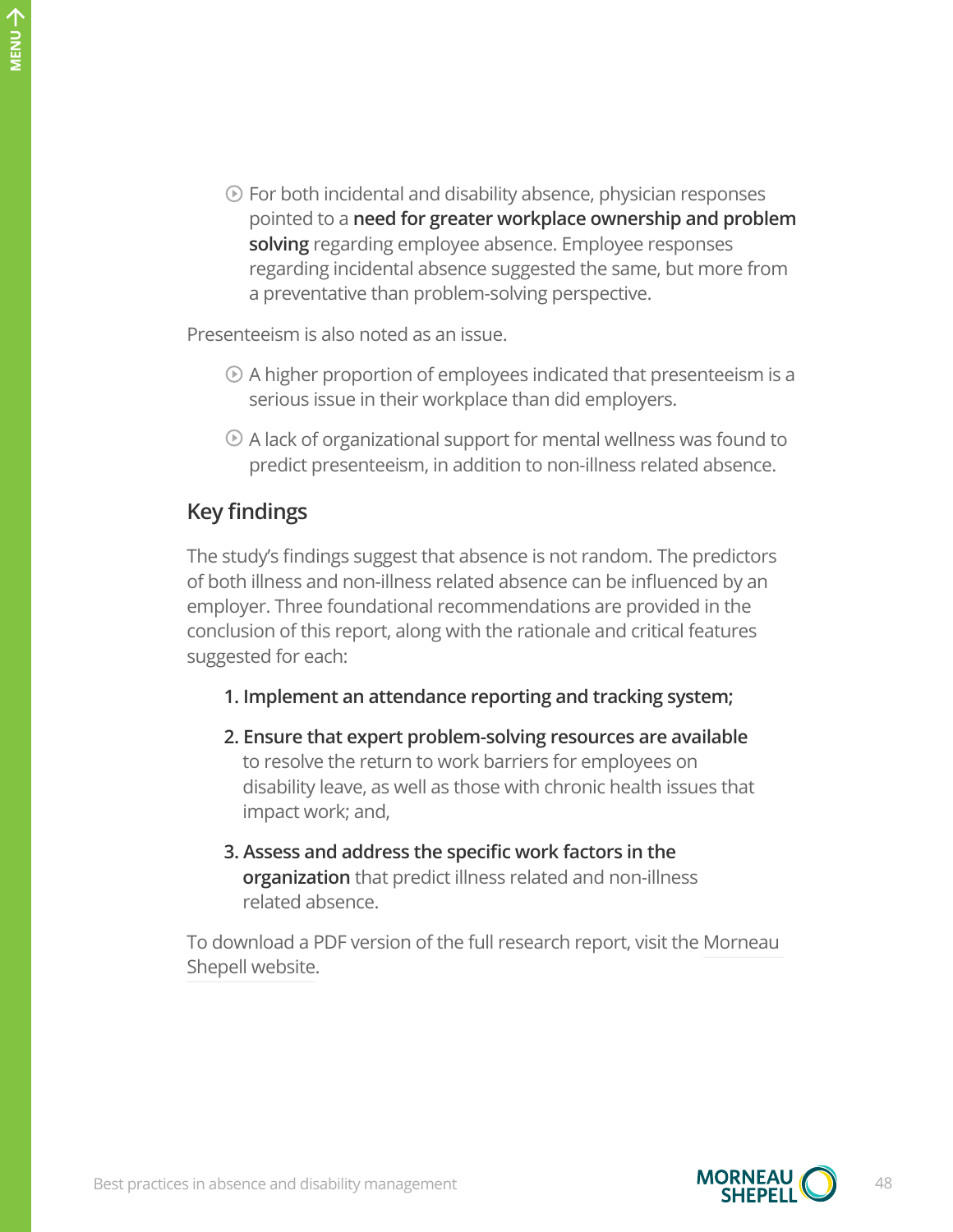- For both incidental and disability absence, physician responses pointed to a **need for greater workplace ownership and problem solving** regarding employee absence. Employee responses regarding incidental absence suggested the same, but more from a preventative than problem-solving perspective.

Presenteeism is also noted as an issue.

- A higher proportion of employees indicated that presenteeism is a serious issue in their workplace than did employers.
- A lack of organizational support for mental wellness was found to predict presenteeism, in addition to non-illness related absence.

## Key findings

The study's findings suggest that absence is not random. The predictors of both illness and non-illness related absence can be influenced by an employer. Three foundational recommendations are provided in the conclusion of this report, along with the rationale and critical features suggested for each:

1. **Implement an attendance reporting and tracking system;**
2. **Ensure that expert problem-solving resources are available** to resolve the return to work barriers for employees on disability leave, as well as those with chronic health issues that impact work; and,
3. **Assess and address the specific work factors in the organization** that predict illness related and non-illness related absence.

To download a PDF version of the full research report, visit the Morneau Shepell website.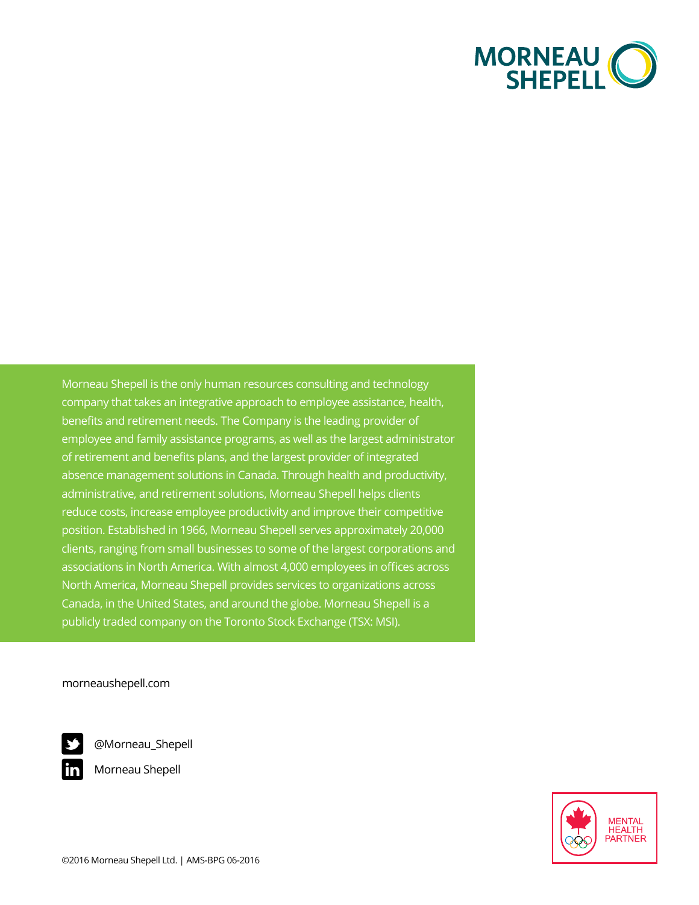MORNEAU SHEPELL

Morneau Shepell is the only human resources consulting and technology company that takes an integrative approach to employee assistance, health, benefits and retirement needs. The Company is the leading provider of employee and family assistance programs, as well as the largest administrator of retirement and benefits plans, and the largest provider of integrated absence management solutions in Canada. Through health and productivity, administrative, and retirement solutions, Morneau Shepell helps clients reduce costs, increase employee productivity and improve their competitive position. Established in 1966, Morneau Shepell serves approximately 20,000 clients, ranging from small businesses to some of the largest corporations and associations in North America. With almost 4,000 employees in offices across North America, Morneau Shepell provides services to organizations across Canada, in the United States, and around the globe. Morneau Shepell is a publicly traded company on the Toronto Stock Exchange (TSX: MSI).

morneaushepell.com

@Morneau_Shepell

Morneau Shepell

MENTAL HEALTH PARTNER

©2016 Morneau Shepell Ltd. | AMS-BPG 06-2016